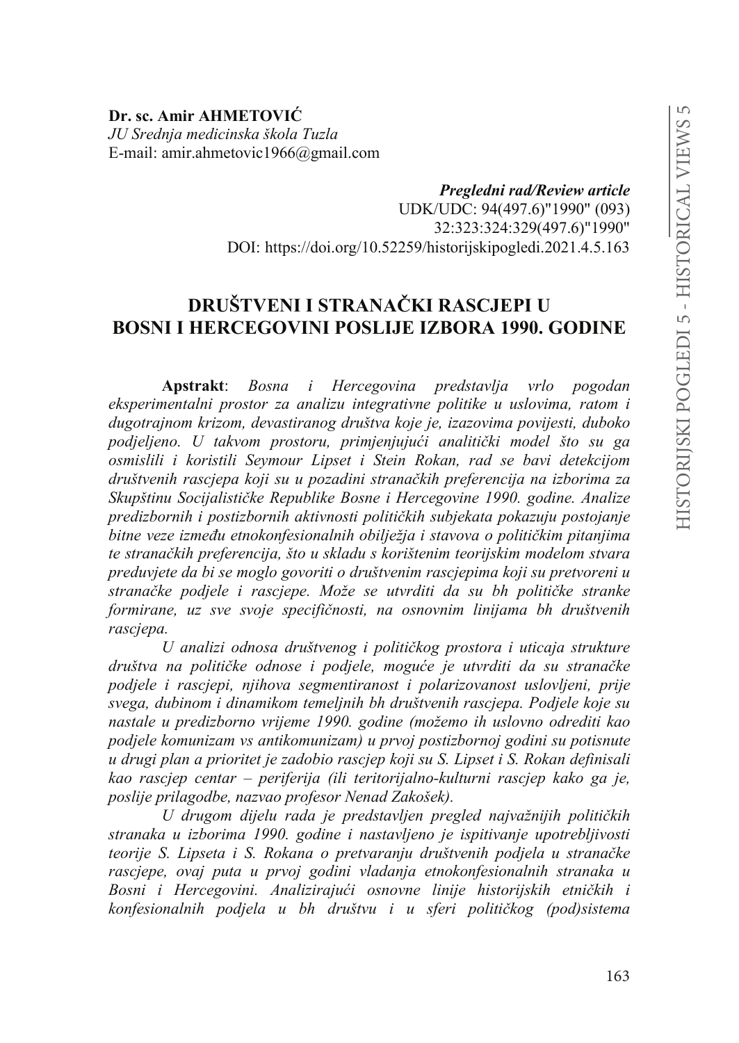**Dr. sc. Amir AHMETOVIĆ**
*JU Srednja medicinska škola Tuzla*
E-mail: amir.ahmetovic1966@gmail.com

***Pregledni rad/Review article***
UDK/UDC: 94(497.6)"1990" (093)
32:323:324:329(497.6)"1990"
DOI: https://doi.org/10.52259/historijskipogledi.2021.4.5.163

# DRUŠTVENI I STRANAČKI RASCJEPI U BOSNI I HERCEGOVINI POSLIJE IZBORA 1990. GODINE

**Apstrakt**: *Bosna i Hercegovina predstavlja vrlo pogodan eksperimentalni prostor za analizu integrativne politike u uslovima, ratom i dugotrajnom krizom, devastiranog društva koje je, izazovima povijesti, duboko podjeljeno. U takvom prostoru, primjenjujući analitički model što su ga osmislili i koristili Seymour Lipset i Stein Rokan, rad se bavi detekcijom društvenih rascjepa koji su u pozadini stranačkih preferencija na izborima za Skupštinu Socijalističke Republike Bosne i Hercegovine 1990. godine. Analize predizbornih i postizbornih aktivnosti političkih subjekata pokazuju postojanje bitne veze između etnokonfesionalnih obilježja i stavova o političkim pitanjima te stranačkih preferencija, što u skladu s korištenim teorijskim modelom stvara preduvjete da bi se moglo govoriti o društvenim rascjepima koji su pretvoreni u stranačke podjele i rascjepe. Može se utvrditi da su bh političke stranke formirane, uz sve svoje specifičnosti, na osnovnim linijama bh društvenih rascjepa.*

*U analizi odnosa društvenog i političkog prostora i uticaja strukture društva na političke odnose i podjele, moguće je utvrditi da su stranačke podjele i rascjepi, njihova segmentiranost i polarizovanost uslovljeni, prije svega, dubinom i dinamikom temeljnih bh društvenih rascjepa. Podjele koje su nastale u predizborno vrijeme 1990. godine (možemo ih uslovno odrediti kao podjele komunizam vs antikomunizam) u prvoj postizbornoj godini su potisnute u drugi plan a prioritet je zadobio rascjep koji su S. Lipset i S. Rokan definisali kao rascjep centar – periferija (ili teritorijalno-kulturni rascjep kako ga je, poslije prilagodbe, nazvao profesor Nenad Zakošek).*

*U drugom dijelu rada je predstavljen pregled najvažnijih političkih stranaka u izborima 1990. godine i nastavljeno je ispitivanje upotrebljivosti teorije S. Lipseta i S. Rokana o pretvaranju društvenih podjela u stranačke rascjepe, ovaj puta u prvoj godini vladanja etnokonfesionalnih stranaka u Bosni i Hercegovini. Analizirajući osnovne linije historijskih etničkih i konfesionalnih podjela u bh društvu i u sferi političkog (pod)sistema*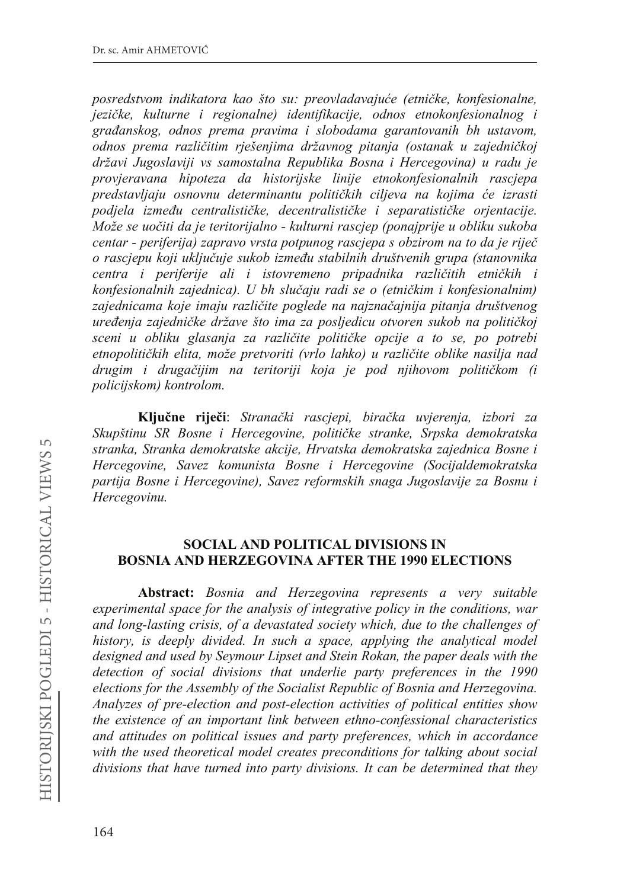*posredstvom indikatora kao što su: preovladavajuće (etničke, konfesionalne, jezičke, kulturne i regionalne) identifikacije, odnos etnokonfesionalnog i građanskog, odnos prema pravima i slobodama garantovanih bh ustavom, odnos prema različitim rješenjima državnog pitanja (ostanak u zajedničkoj državi Jugoslaviji vs samostalna Republika Bosna i Hercegovina) u radu je provjeravana hipoteza da historijske linije etnokonfesionalnih rascjepa predstavljaju osnovnu determinantu političkih ciljeva na kojima će izrasti podjela između centralističke, decentralističke i separatističke orjentacije. Može se uočiti da je teritorijalno - kulturni rascjep (ponajprije u obliku sukoba centar - periferija) zapravo vrsta potpunog rascjepa s obzirom na to da je riječ o rascjepu koji uključuje sukob između stabilnih društvenih grupa (stanovnika centra i periferije ali i istovremeno pripadnika različitih etničkih i konfesionalnih zajednica). U bh slučaju radi se o (etničkim i konfesionalnim) zajednicama koje imaju različite poglede na najznačajnija pitanja društvenog uređenja zajedničke države što ima za posljedicu otvoren sukob na političkoj sceni u obliku glasanja za različite političke opcije a to se, po potrebi etnopolitičkih elita, može pretvoriti (vrlo lahko) u različite oblike nasilja nad drugim i drugačijim na teritoriji koja je pod njihovom političkom (i policijskom) kontrolom.*

**Ključne riječi**: *Stranački rascjepi, biračka uvjerenja, izbori za Skupštinu SR Bosne i Hercegovine, političke stranke, Srpska demokratska stranka, Stranka demokratske akcije, Hrvatska demokratska zajednica Bosne i Hercegovine, Savez komunista Bosne i Hercegovine (Socijaldemokratska partija Bosne i Hercegovine), Savez reformskih snaga Jugoslavije za Bosnu i Hercegovinu.*

## SOCIAL AND POLITICAL DIVISIONS IN BOSNIA AND HERZEGOVINA AFTER THE 1990 ELECTIONS

**Abstract:** *Bosnia and Herzegovina represents a very suitable experimental space for the analysis of integrative policy in the conditions, war and long-lasting crisis, of a devastated society which, due to the challenges of history, is deeply divided. In such a space, applying the analytical model designed and used by Seymour Lipset and Stein Rokan, the paper deals with the detection of social divisions that underlie party preferences in the 1990 elections for the Assembly of the Socialist Republic of Bosnia and Herzegovina. Analyzes of pre-election and post-election activities of political entities show the existence of an important link between ethno-confessional characteristics and attitudes on political issues and party preferences, which in accordance with the used theoretical model creates preconditions for talking about social divisions that have turned into party divisions. It can be determined that they*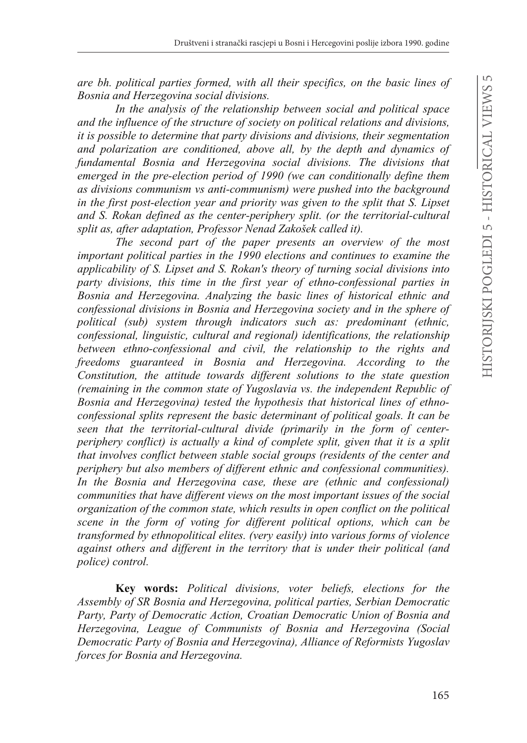*are bh. political parties formed, with all their specifics, on the basic lines of Bosnia and Herzegovina social divisions.*

*In the analysis of the relationship between social and political space and the influence of the structure of society on political relations and divisions, it is possible to determine that party divisions and divisions, their segmentation and polarization are conditioned, above all, by the depth and dynamics of fundamental Bosnia and Herzegovina social divisions. The divisions that emerged in the pre-election period of 1990 (we can conditionally define them as divisions communism vs anti-communism) were pushed into the background in the first post-election year and priority was given to the split that S. Lipset and S. Rokan defined as the center-periphery split. (or the territorial-cultural split as, after adaptation, Professor Nenad Zakošek called it).*

*The second part of the paper presents an overview of the most important political parties in the 1990 elections and continues to examine the applicability of S. Lipset and S. Rokan's theory of turning social divisions into party divisions, this time in the first year of ethno-confessional parties in Bosnia and Herzegovina. Analyzing the basic lines of historical ethnic and confessional divisions in Bosnia and Herzegovina society and in the sphere of political (sub) system through indicators such as: predominant (ethnic, confessional, linguistic, cultural and regional) identifications, the relationship between ethno-confessional and civil, the relationship to the rights and freedoms guaranteed in Bosnia and Herzegovina. According to the Constitution, the attitude towards different solutions to the state question (remaining in the common state of Yugoslavia vs. the independent Republic of Bosnia and Herzegovina) tested the hypothesis that historical lines of ethno-confessional splits represent the basic determinant of political goals. It can be seen that the territorial-cultural divide (primarily in the form of center-periphery conflict) is actually a kind of complete split, given that it is a split that involves conflict between stable social groups (residents of the center and periphery but also members of different ethnic and confessional communities). In the Bosnia and Herzegovina case, these are (ethnic and confessional) communities that have different views on the most important issues of the social organization of the common state, which results in open conflict on the political scene in the form of voting for different political options, which can be transformed by ethnopolitical elites. (very easily) into various forms of violence against others and different in the territory that is under their political (and police) control.*

**Key words:** *Political divisions, voter beliefs, elections for the Assembly of SR Bosnia and Herzegovina, political parties, Serbian Democratic Party, Party of Democratic Action, Croatian Democratic Union of Bosnia and Herzegovina, League of Communists of Bosnia and Herzegovina (Social Democratic Party of Bosnia and Herzegovina), Alliance of Reformists Yugoslav forces for Bosnia and Herzegovina.*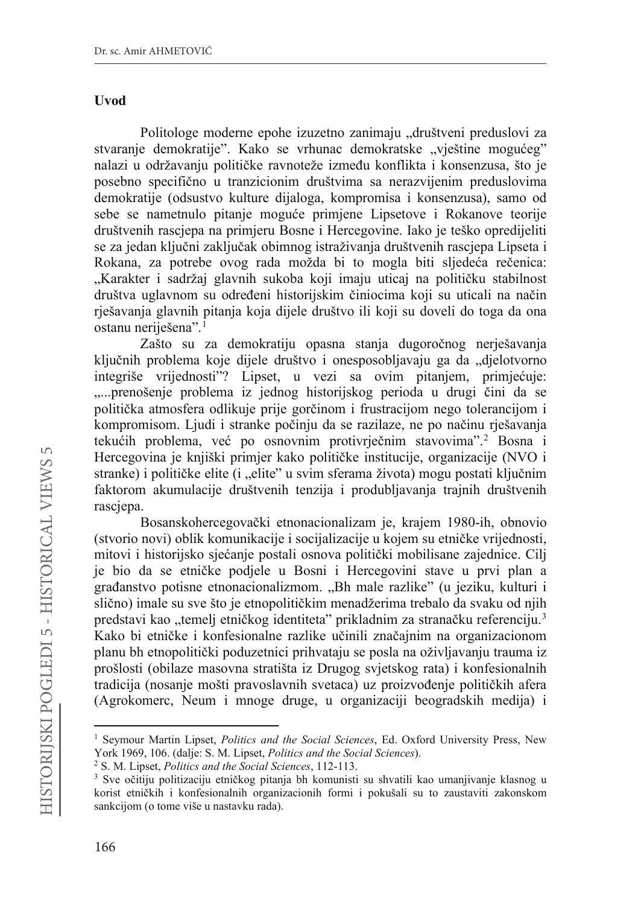**Uvod**

Politologe moderne epohe izuzetno zanimaju „društveni preduslovi za stvaranje demokratije". Kako se vrhunac demokratske „vještine mogućeg" nalazi u održavanju političke ravnoteže između konflikta i konsenzusa, što je posebno specifično u tranzicionim društvima sa nerazvijenim preduslovima demokratije (odsustvo kulture dijaloga, kompromisa i konsenzusa), samo od sebe se nametnulo pitanje moguće primjene Lipsetove i Rokanove teorije društvenih rascjepa na primjeru Bosne i Hercegovine. Iako je teško opredijeliti se za jedan ključni zaključak obimnog istraživanja društvenih rascjepa Lipseta i Rokana, za potrebe ovog rada možda bi to mogla biti sljedeća rečenica: „Karakter i sadržaj glavnih sukoba koji imaju uticaj na političku stabilnost društva uglavnom su određeni historijskim činiocima koji su uticali na način rješavanja glavnih pitanja koja dijele društvo ili koji su doveli do toga da ona ostanu neriješena".[1]

Zašto su za demokratiju opasna stanja dugoročnog nerješavanja ključnih problema koje dijele društvo i onesposobljavaju ga da „djelotvorno integriše vrijednosti"? Lipset, u vezi sa ovim pitanjem, primjećuje: „...prenošenje problema iz jednog historijskog perioda u drugi čini da se politička atmosfera odlikuje prije gorčinom i frustracijom nego tolerancijom i kompromisom. Ljudi i stranke počinju da se razilaze, ne po načinu rješavanja tekućih problema, već po osnovnim protivrječnim stavovima".[2] Bosna i Hercegovina je knjiški primjer kako političke institucije, organizacije (NVO i stranke) i političke elite (i „elite" u svim sferama života) mogu postati ključnim faktorom akumulacije društvenih tenzija i produbljavanja trajnih društvenih rascjepa.

Bosanskohercegovački etnonacionalizam je, krajem 1980-ih, obnovio (stvorio novi) oblik komunikacije i socijalizacije u kojem su etničke vrijednosti, mitovi i historijsko sjećanje postali osnova politički mobilisane zajednice. Cilj je bio da se etničke podjele u Bosni i Hercegovini stave u prvi plan a građanstvo potisne etnonacionalizmom. „Bh male razlike" (u jeziku, kulturi i slično) imale su sve što je etnopolitičkim menadžerima trebalo da svaku od njih predstavi kao „temelj etničkog identiteta" prikladnim za stranačku referenciju.[3] Kako bi etničke i konfesionalne razlike učinili značajnim na organizacionom planu bh etnopolitički poduzetnici prihvataju se posla na oživljavanju trauma iz prošlosti (obilaze masovna stratišta iz Drugog svjetskog rata) i konfesionalnih tradicija (nosanje mošti pravoslavnih svetaca) uz proizvođenje političkih afera (Agrokomerc, Neum i mnoge druge, u organizaciji beogradskih medija) i

---

[1] Seymour Martin Lipset, *Politics and the Social Sciences*, Ed. Oxford University Press, New York 1969, 106. (dalje: S. M. Lipset, *Politics and the Social Sciences*).

[2] S. M. Lipset, *Politics and the Social Sciences*, 112-113.

[3] Sve očitiju politizaciju etničkog pitanja bh komunisti su shvatili kao umanjivanje klasnog u korist etničkih i konfesionalnih organizacionih formi i pokušali su to zaustaviti zakonskom sankcijom (o tome više u nastavku rada).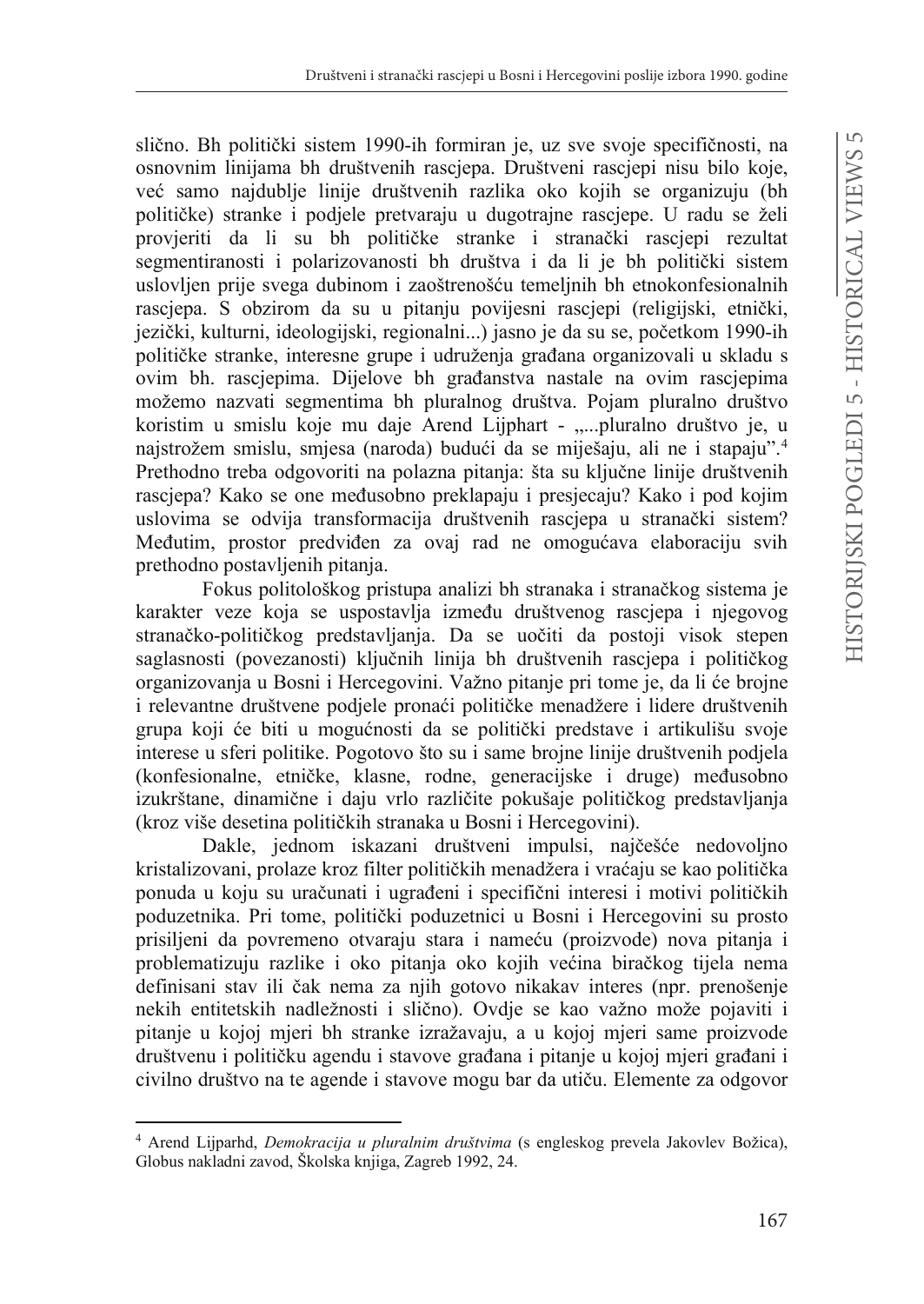slično. Bh politički sistem 1990-ih formiran je, uz sve svoje specifičnosti, na osnovnim linijama bh društvenih rascjepa. Društveni rascjepi nisu bilo koje, već samo najdublje linije društvenih razlika oko kojih se organizuju (bh političke) stranke i podjele pretvaraju u dugotrajne rascjepe. U radu se želi provjeriti da li su bh političke stranke i stranački rascjepi rezultat segmentiranosti i polarizovanosti bh društva i da li je bh politički sistem uslovljen prije svega dubinom i zaoštrenošću temeljnih bh etnokonfesionalnih rascjepa. S obzirom da su u pitanju povijesni rascjepi (religijski, etnički, jezički, kulturni, ideologijski, regionalni...) jasno je da su se, početkom 1990-ih političke stranke, interesne grupe i udruženja građana organizovali u skladu s ovim bh. rascjepima. Dijelove bh građanstva nastale na ovim rascjepima možemo nazvati segmentima bh pluralnog društva. Pojam pluralno društvo koristim u smislu koje mu daje Arend Lijphart - „...pluralno društvo je, u najstrožem smislu, smjesa (naroda) budući da se miješaju, ali ne i stapaju".[4] Prethodno treba odgovoriti na polazna pitanja: šta su ključne linije društvenih rascjepa? Kako se one međusobno preklapaju i presjecaju? Kako i pod kojim uslovima se odvija transformacija društvenih rascjepa u stranački sistem? Međutim, prostor predviđen za ovaj rad ne omogućava elaboraciju svih prethodno postavljenih pitanja.

Fokus politološkog pristupa analizi bh stranaka i stranačkog sistema je karakter veze koja se uspostavlja između društvenog rascjepa i njegovog stranačko-političkog predstavljanja. Da se uočiti da postoji visok stepen saglasnosti (povezanosti) ključnih linija bh društvenih rascjepa i političkog organizovanja u Bosni i Hercegovini. Važno pitanje pri tome je, da li će brojne i relevantne društvene podjele pronaći političke menadžere i lidere društvenih grupa koji će biti u mogućnosti da se politički predstave i artikulišu svoje interese u sferi politike. Pogotovo što su i same brojne linije društvenih podjela (konfesionalne, etničke, klasne, rodne, generacijske i druge) međusobno izukrštane, dinamične i daju vrlo različite pokušaje političkog predstavljanja (kroz više desetina političkih stranaka u Bosni i Hercegovini).

Dakle, jednom iskazani društveni impulsi, najčešće nedovoljno kristalizovani, prolaze kroz filter političkih menadžera i vraćaju se kao politička ponuda u koju su uračunati i ugrađeni i specifični interesi i motivi političkih poduzetnika. Pri tome, politički poduzetnici u Bosni i Hercegovini su prosto prisiljeni da povremeno otvaraju stara i nameću (proizvode) nova pitanja i problematizuju razlike i oko pitanja oko kojih većina biračkog tijela nema definisani stav ili čak nema za njih gotovo nikakav interes (npr. prenošenje nekih entitetskih nadležnosti i slično). Ovdje se kao važno može pojaviti i pitanje u kojoj mjeri bh stranke izražavaju, a u kojoj mjeri same proizvode društvenu i političku agendu i stavove građana i pitanje u kojoj mjeri građani i civilno društvo na te agende i stavove mogu bar da utiču. Elemente za odgovor

---

[4] Arend Lijparhd, *Demokracija u pluralnim društvima* (s engleskog prevela Jakovlev Božica), Globus nakladni zavod, Školska knjiga, Zagreb 1992, 24.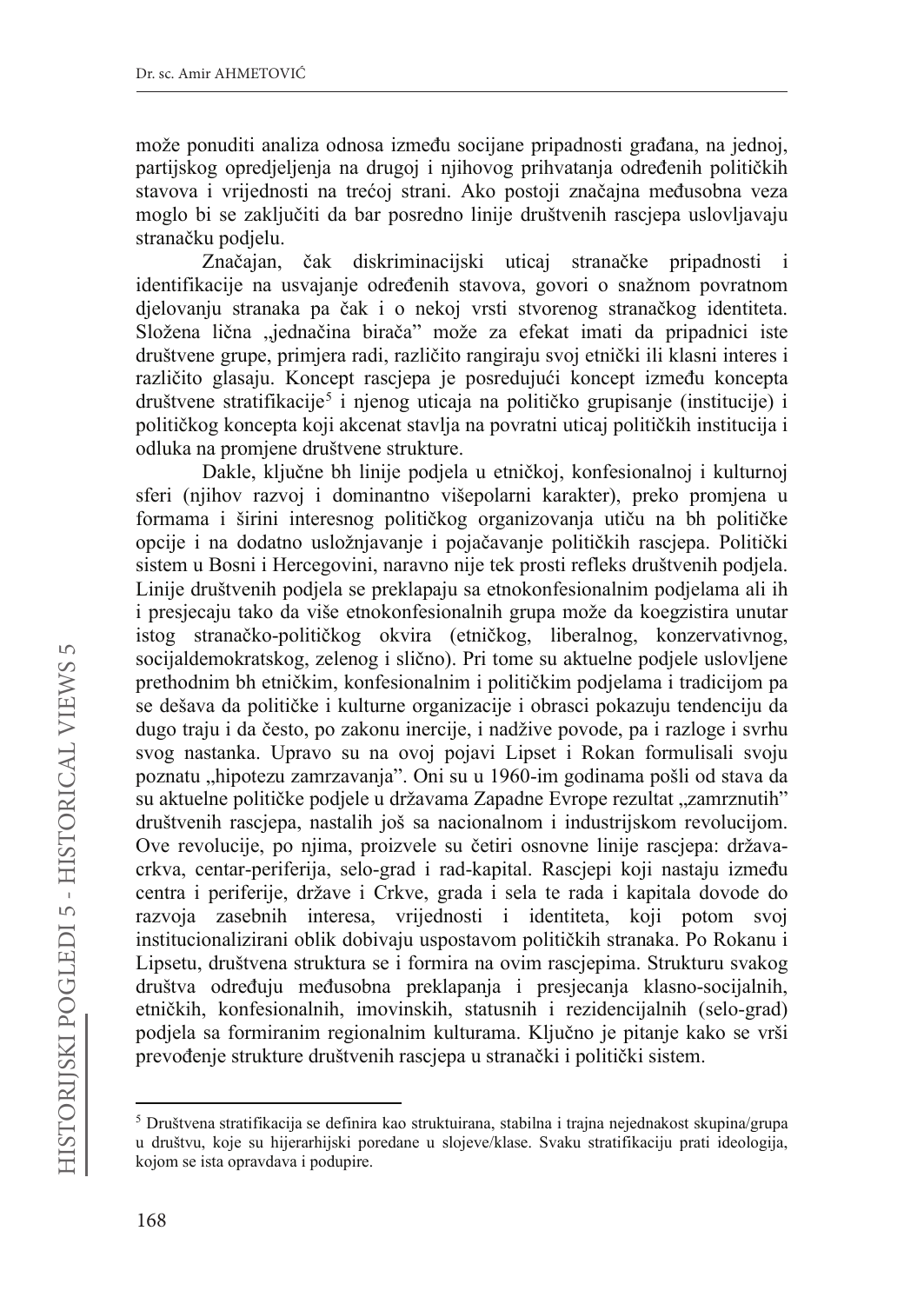može ponuditi analiza odnosa između socijane pripadnosti građana, na jednoj, partijskog opredjeljenja na drugoj i njihovog prihvatanja određenih političkih stavova i vrijednosti na trećoj strani. Ako postoji značajna međusobna veza moglo bi se zaključiti da bar posredno linije društvenih rascjepa uslovljavaju stranačku podjelu.

Značajan, čak diskriminacijski uticaj stranačke pripadnosti i identifikacije na usvajanje određenih stavova, govori o snažnom povratnom djelovanju stranaka pa čak i o nekoj vrsti stvorenog stranačkog identiteta. Složena lična „jednačina birača" može za efekat imati da pripadnici iste društvene grupe, primjera radi, različito rangiraju svoj etnički ili klasni interes i različito glasaju. Koncept rascjepa je posredujući koncept između koncepta društvene stratifikacije[5] i njenog uticaja na političko grupisanje (institucije) i političkog koncepta koji akcenat stavlja na povratni uticaj političkih institucija i odluka na promjene društvene strukture.

Dakle, ključne bh linije podjela u etničkoj, konfesionalnoj i kulturnoj sferi (njihov razvoj i dominantno višepolarni karakter), preko promjena u formama i širini interesnog političkog organizovanja utiču na bh političke opcije i na dodatno usložnjavanje i pojačavanje političkih rascjepa. Politički sistem u Bosni i Hercegovini, naravno nije tek prosti refleks društvenih podjela. Linije društvenih podjela se preklapaju sa etnokonfesionalnim podjelama ali ih i presjecaju tako da više etnokonfesionalnih grupa može da koegzistira unutar istog stranačko-političkog okvira (etničkog, liberalnog, konzervativnog, socijaldemokratskog, zelenog i slično). Pri tome su aktuelne podjele uslovljene prethodnim bh etničkim, konfesionalnim i političkim podjelama i tradicijom pa se dešava da političke i kulturne organizacije i obrasci pokazuju tendenciju da dugo traju i da često, po zakonu inercije, i nadžive povode, pa i razloge i svrhu svog nastanka. Upravo su na ovoj pojavi Lipset i Rokan formulisali svoju poznatu „hipotezu zamrzavanja". Oni su u 1960-im godinama pošli od stava da su aktuelne političke podjele u državama Zapadne Evrope rezultat „zamrznutih" društvenih rascjepa, nastalih još sa nacionalnom i industrijskom revolucijom. Ove revolucije, po njima, proizvele su četiri osnovne linije rascjepa: država-crkva, centar-periferija, selo-grad i rad-kapital. Rascjepi koji nastaju između centra i periferije, države i Crkve, grada i sela te rada i kapitala dovode do razvoja zasebnih interesa, vrijednosti i identiteta, koji potom svoj institucionalizirani oblik dobivaju uspostavom političkih stranaka. Po Rokanu i Lipsetu, društvena struktura se i formira na ovim rascjepima. Strukturu svakog društva određuju međusobna preklapanja i presjecanja klasno-socijalnih, etničkih, konfesionalnih, imovinskih, statusnih i rezidencijalnih (selo-grad) podjela sa formiranim regionalnim kulturama. Ključno je pitanje kako se vrši prevođenje strukture društvenih rascjepa u stranački i politički sistem.

---

[5] Društvena stratifikacija se definira kao struktuirana, stabilna i trajna nejednakost skupina/grupa u društvu, koje su hijerarhijski poredane u slojeve/klase. Svaku stratifikaciju prati ideologija, kojom se ista opravdava i podupire.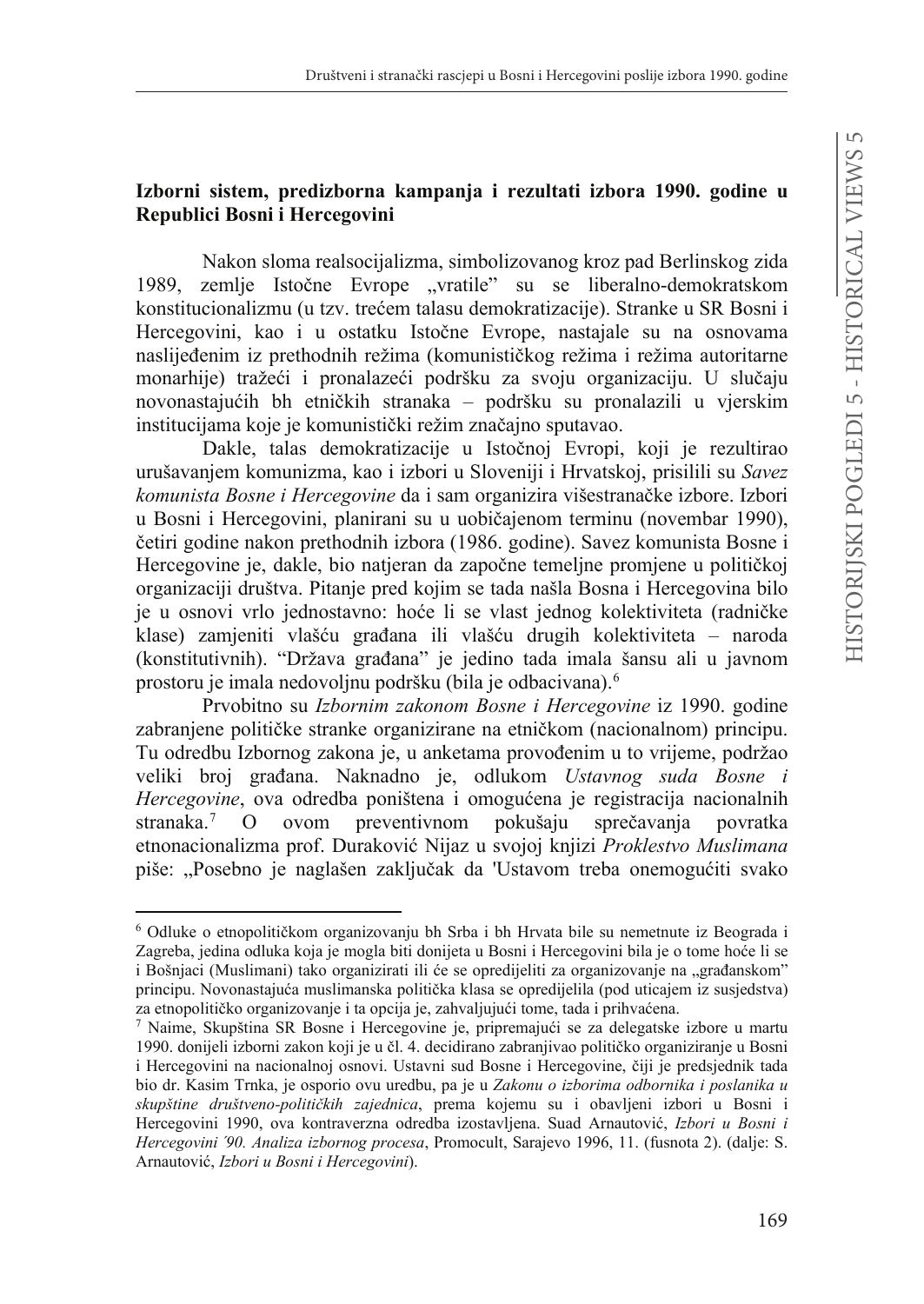## Izborni sistem, predizborna kampanja i rezultati izbora 1990. godine u Republici Bosni i Hercegovini

Nakon sloma realsocijalizma, simbolizovanog kroz pad Berlinskog zida 1989, zemlje Istočne Evrope „vratile" su se liberalno-demokratskom konstitucionalizmu (u tzv. trećem talasu demokratizacije). Stranke u SR Bosni i Hercegovini, kao i u ostatku Istočne Evrope, nastajale su na osnovama naslijeđenim iz prethodnih režima (komunističkog režima i režima autoritarne monarhije) tražeći i pronalazeći podršku za svoju organizaciju. U slučaju novonastajućih bh etničkih stranaka – podršku su pronalazili u vjerskim institucijama koje je komunistički režim značajno sputavao.

Dakle, talas demokratizacije u Istočnoj Evropi, koji je rezultirao urušavanjem komunizma, kao i izbori u Sloveniji i Hrvatskoj, prisilili su *Savez komunista Bosne i Hercegovine* da i sam organizira višestranačke izbore. Izbori u Bosni i Hercegovini, planirani su u uobičajenom terminu (novembar 1990), četiri godine nakon prethodnih izbora (1986. godine). Savez komunista Bosne i Hercegovine je, dakle, bio natjeran da započne temeljne promjene u političkoj organizaciji društva. Pitanje pred kojim se tada našla Bosna i Hercegovina bilo je u osnovi vrlo jednostavno: hoće li se vlast jednog kolektiviteta (radničke klase) zamjeniti vlašću građana ili vlašću drugih kolektiviteta – naroda (konstitutivnih). "Država građana" je jedino tada imala šansu ali u javnom prostoru je imala nedovoljnu podršku (bila je odbacivana).[6]

Prvobitno su *Izbornim zakonom Bosne i Hercegovine* iz 1990. godine zabranjene političke stranke organizirane na etničkom (nacionalnom) principu. Tu odredbu Izbornog zakona je, u anketama provođenim u to vrijeme, podržao veliki broj građana. Naknadno je, odlukom *Ustavnog suda Bosne i Hercegovine*, ova odredba poništena i omogućena je registracija nacionalnih stranaka.[7] O ovom preventivnom pokušaju sprečavanja povratka etnonacionalizma prof. Duraković Nijaz u svojoj knjizi *Proklestvo Muslimana* piše: „Posebno je naglašen zaključak da 'Ustavom treba onemogućiti svako

---

[6] Odluke o etnopolitičkom organizovanju bh Srba i bh Hrvata bile su nemetnute iz Beograda i Zagreba, jedina odluka koja je mogla biti donijeta u Bosni i Hercegovini bila je o tome hoće li se i Bošnjaci (Muslimani) tako organizirati ili će se opredijeliti za organizovanje na „građanskom" principu. Novonastajuća muslimanska politička klasa se opredijelila (pod uticajem iz susjedstva) za etnopolitičko organizovanje i ta opcija je, zahvaljujući tome, tada i prihvaćena.

[7] Naime, Skupština SR Bosne i Hercegovine je, pripremajući se za delegatske izbore u martu 1990. donijeli izborni zakon koji je u čl. 4. decidirano zabranjivao političko organiziranje u Bosni i Hercegovini na nacionalnoj osnovi. Ustavni sud Bosne i Hercegovine, čiji je predsjednik tada bio dr. Kasim Trnka, je osporio ovu uredbu, pa je u *Zakonu o izborima odbornika i poslanika u skupštine društveno-političkih zajednica*, prema kojemu su i obavljeni izbori u Bosni i Hercegovini 1990, ova kontraverzna odredba izostavljena. Suad Arnautović, *Izbori u Bosni i Hercegovini ´90. Analiza izbornog procesa*, Promocult, Sarajevo 1996, 11. (fusnota 2). (dalje: S. Arnautović, *Izbori u Bosni i Hercegovini*).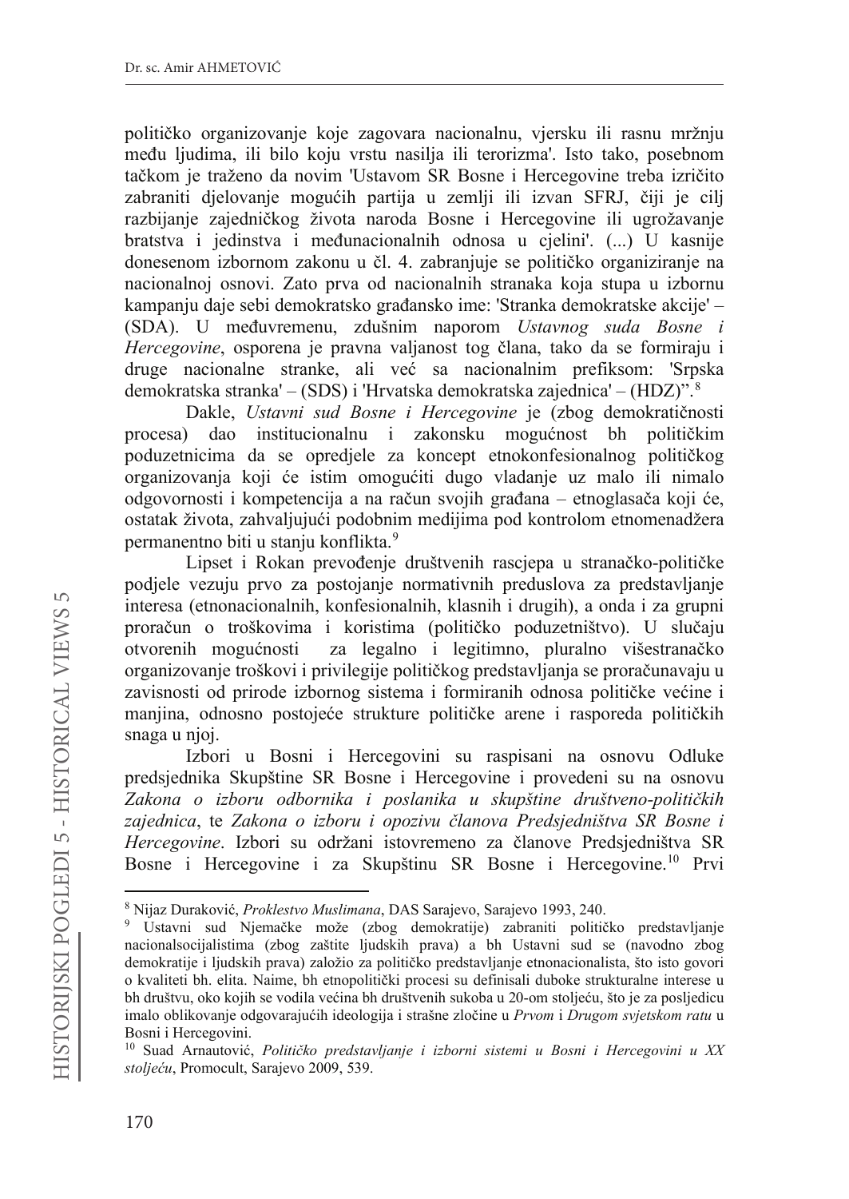političko organizovanje koje zagovara nacionalnu, vjersku ili rasnu mržnju među ljudima, ili bilo koju vrstu nasilja ili terorizma'. Isto tako, posebnom tačkom je traženo da novim 'Ustavom SR Bosne i Hercegovine treba izričito zabraniti djelovanje mogućih partija u zemlji ili izvan SFRJ, čiji je cilj razbijanje zajedničkog života naroda Bosne i Hercegovine ili ugrožavanje bratstva i jedinstva i međunacionalnih odnosa u cjelini'. (...) U kasnije donesenom izbornom zakonu u čl. 4. zabranjuje se političko organiziranje na nacionalnoj osnovi. Zato prva od nacionalnih stranaka koja stupa u izbornu kampanju daje sebi demokratsko građansko ime: 'Stranka demokratske akcije' – (SDA). U međuvremenu, zdušnim naporom *Ustavnog suda Bosne i Hercegovine*, osporena je pravna valjanost tog člana, tako da se formiraju i druge nacionalne stranke, ali već sa nacionalnim prefiksom: 'Srpska demokratska stranka' – (SDS) i 'Hrvatska demokratska zajednica' – (HDZ)".[8]

Dakle, *Ustavni sud Bosne i Hercegovine* je (zbog demokratičnosti procesa) dao institucionalnu i zakonsku mogućnost bh političkim poduzetnicima da se opredjele za koncept etnokonfesionalnog političkog organizovanja koji će istim omogućiti dugo vladanje uz malo ili nimalo odgovornosti i kompetencija a na račun svojih građana – etnoglasača koji će, ostatak života, zahvaljujući podobnim medijima pod kontrolom etnomenadžera permanentno biti u stanju konflikta.[9]

Lipset i Rokan prevođenje društvenih rascjepa u stranačko-političke podjele vezuju prvo za postojanje normativnih preduslova za predstavljanje interesa (etnonacionalnih, konfesionalnih, klasnih i drugih), a onda i za grupni proračun o troškovima i koristima (političko poduzetništvo). U slučaju otvorenih mogućnosti za legalno i legitimno, pluralno višestranačko organizovanje troškovi i privilegije političkog predstavljanja se proračunavaju u zavisnosti od prirode izbornog sistema i formiranih odnosa političke većine i manjina, odnosno postojeće strukture političke arene i rasporeda političkih snaga u njoj.

Izbori u Bosni i Hercegovini su raspisani na osnovu Odluke predsjednika Skupštine SR Bosne i Hercegovine i provedeni su na osnovu *Zakona o izboru odbornika i poslanika u skupštine društveno-političkih zajednica*, te *Zakona o izboru i opozivu članova Predsjedništva SR Bosne i Hercegovine*. Izbori su održani istovremeno za članove Predsjedništva SR Bosne i Hercegovine i za Skupštinu SR Bosne i Hercegovine.[10] Prvi

---

[8] Nijaz Duraković, *Proklestvo Muslimana*, DAS Sarajevo, Sarajevo 1993, 240.

[9] Ustavni sud Njemačke može (zbog demokratije) zabraniti političko predstavljanje nacionalsocijalistima (zbog zaštite ljudskih prava) a bh Ustavni sud se (navodno zbog demokratije i ljudskih prava) založio za političko predstavljanje etnonacionalista, što isto govori o kvaliteti bh. elita. Naime, bh etnopolitički procesi su definisali duboke strukturalne interese u bh društvu, oko kojih se vodila većina bh društvenih sukoba u 20-om stoljeću, što je za posljedicu imalo oblikovanje odgovarajućih ideologija i strašne zločine u *Prvom* i *Drugom svjetskom ratu* u Bosni i Hercegovini.

[10] Suad Arnautović, *Političko predstavljanje i izborni sistemi u Bosni i Hercegovini u XX stoljeću*, Promocult, Sarajevo 2009, 539.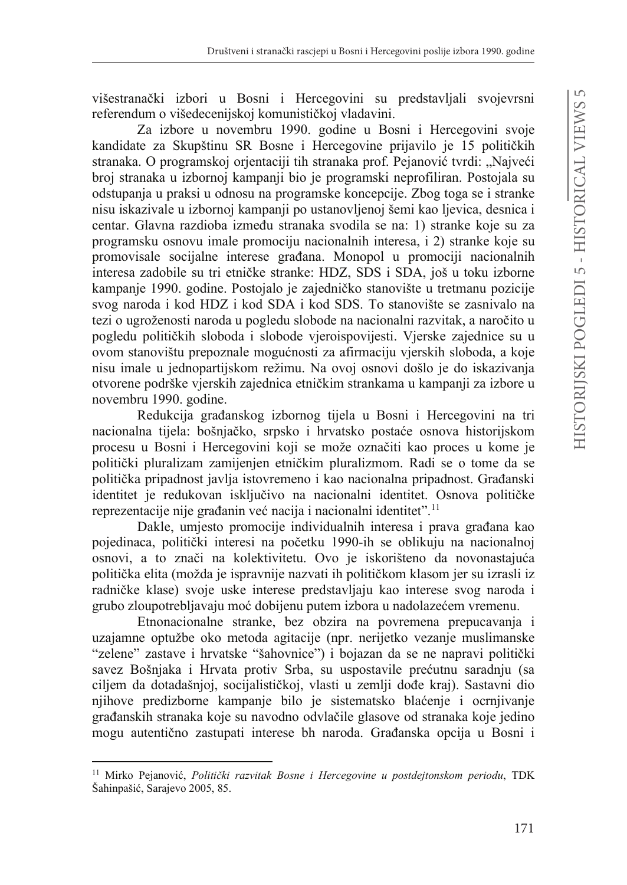višestranački izbori u Bosni i Hercegovini su predstavljali svojevrsni referendum o višedecenijskoj komunističkoj vladavini.

Za izbore u novembru 1990. godine u Bosni i Hercegovini svoje kandidate za Skupštinu SR Bosne i Hercegovine prijavilo je 15 političkih stranaka. O programskoj orjentaciji tih stranaka prof. Pejanović tvrdi: „Najveći broj stranaka u izbornoj kampanji bio je programski neprofiliran. Postojala su odstupanja u praksi u odnosu na programske koncepcije. Zbog toga se i stranke nisu iskazivale u izbornoj kampanji po ustanovljenoj šemi kao ljevica, desnica i centar. Glavna razdioba između stranaka svodila se na: 1) stranke koje su za programsku osnovu imale promociju nacionalnih interesa, i 2) stranke koje su promovisale socijalne interese građana. Monopol u promociji nacionalnih interesa zadobile su tri etničke stranke: HDZ, SDS i SDA, još u toku izborne kampanje 1990. godine. Postojalo je zajedničko stanovište u tretmanu pozicije svog naroda i kod HDZ i kod SDA i kod SDS. To stanovište se zasnivalo na tezi o ugroženosti naroda u pogledu slobode na nacionalni razvitak, a naročito u pogledu političkih sloboda i slobode vjeroispovijesti. Vjerske zajednice su u ovom stanovištu prepoznale mogućnosti za afirmaciju vjerskih sloboda, a koje nisu imale u jednopartijskom režimu. Na ovoj osnovi došlo je do iskazivanja otvorene podrške vjerskih zajednica etničkim strankama u kampanji za izbore u novembru 1990. godine.

Redukcija građanskog izbornog tijela u Bosni i Hercegovini na tri nacionalna tijela: bošnjačko, srpsko i hrvatsko postaće osnova historijskom procesu u Bosni i Hercegovini koji se može označiti kao proces u kome je politički pluralizam zamijenjen etničkim pluralizmom. Radi se o tome da se politička pripadnost javlja istovremeno i kao nacionalna pripadnost. Građanski identitet je redukovan isključivo na nacionalni identitet. Osnova političke reprezentacije nije građanin već nacija i nacionalni identitet”.[11]

Dakle, umjesto promocije individualnih interesa i prava građana kao pojedinaca, politički interesi na početku 1990-ih se oblikuju na nacionalnoj osnovi, a to znači na kolektivitetu. Ovo je iskorišteno da novonastajuća politička elita (možda je ispravnije nazvati ih političkom klasom jer su izrasli iz radničke klase) svoje uske interese predstavljaju kao interese svog naroda i grubo zloupotrebljavaju moć dobijenu putem izbora u nadolazećem vremenu.

Etnonacionalne stranke, bez obzira na povremena prepucavanja i uzajamne optužbe oko metoda agitacije (npr. nerijetko vezanje muslimanske “zelene” zastave i hrvatske “šahovnice”) i bojazan da se ne napravi politički savez Bošnjaka i Hrvata protiv Srba, su uspostavile prećutnu saradnju (sa ciljem da dotadašnjoj, socijalističkoj, vlasti u zemlji dođe kraj). Sastavni dio njihove predizborne kampanje bilo je sistematsko blaćenje i ocrnjivanje građanskih stranaka koje su navodno odvlačile glasove od stranaka koje jedino mogu autentično zastupati interese bh naroda. Građanska opcija u Bosni i

---

[11] Mirko Pejanović, *Politički razvitak Bosne i Hercegovine u postdejtonskom periodu*, TDK Šahinpašić, Sarajevo 2005, 85.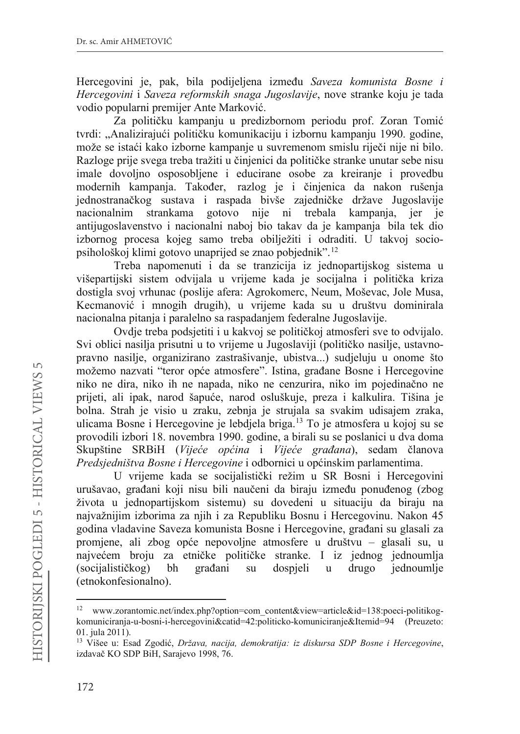Hercegovini je, pak, bila podijeljena između *Saveza komunista Bosne i Hercegovini* i *Saveza reformskih snaga Jugoslavije*, nove stranke koju je tada vodio popularni premijer Ante Marković.

Za političku kampanju u predizbornom periodu prof. Zoran Tomić tvrdi: „Analizirajući političku komunikaciju i izbornu kampanju 1990. godine, može se istaći kako izborne kampanje u suvremenom smislu riječi nije ni bilo. Razloge prije svega treba tražiti u činjenici da političke stranke unutar sebe nisu imale dovoljno osposobljene i educirane osobe za kreiranje i provedbu modernih kampanja. Također, razlog je i činjenica da nakon rušenja jednostranačkog sustava i raspada bivše zajedničke države Jugoslavije nacionalnim strankama gotovo nije ni trebala kampanja, jer je antijugoslavenstvo i nacionalni naboj bio takav da je kampanja bila tek dio izbornog procesa kojeg samo treba obilježiti i odraditi. U takvoj socio-psihološkoj klimi gotovo unaprijed se znao pobjednik".[12]

Treba napomenuti i da se tranzicija iz jednopartijskog sistema u višepartijski sistem odvijala u vrijeme kada je socijalna i politička kriza dostigla svoj vrhunac (poslije afera: Agrokomerc, Neum, Moševac, Jole Musa, Kecmanović i mnogih drugih), u vrijeme kada su u društvu dominirala nacionalna pitanja i paralelno sa raspadanjem federalne Jugoslavije.

Ovdje treba podsjetiti i u kakvoj se političkoj atmosferi sve to odvijalo. Svi oblici nasilja prisutni u to vrijeme u Jugoslaviji (političko nasilje, ustavno-pravno nasilje, organizirano zastrašivanje, ubistva...) sudjeluju u onome što možemo nazvati "teror opće atmosfere". Istina, građane Bosne i Hercegovine niko ne dira, niko ih ne napada, niko ne cenzurira, niko im pojedinačno ne prijeti, ali ipak, narod šapuće, narod osluškuje, preza i kalkulira. Tišina je bolna. Strah je visio u zraku, zebnja je strujala sa svakim udisajem zraka, ulicama Bosne i Hercegovine je lebdjela briga.[13] To je atmosfera u kojoj su se provodili izbori 18. novembra 1990. godine, a birali su se poslanici u dva doma Skupštine SRBiH (*Vijeće općina* i *Vijeće građana*), sedam članova *Predsjedništva Bosne i Hercegovine* i odbornici u općinskim parlamentima.

U vrijeme kada se socijalistički režim u SR Bosni i Hercegovini urušavao, građani koji nisu bili naučeni da biraju između ponuđenog (zbog života u jednopartijskom sistemu) su dovedeni u situaciju da biraju na najvažnijim izborima za njih i za Republiku Bosnu i Hercegovinu. Nakon 45 godina vladavine Saveza komunista Bosne i Hercegovine, građani su glasali za promjene, ali zbog opće nepovoljne atmosfere u društvu – glasali su, u najvećem broju za etničke političke stranke. I iz jednog jednoumlja (socijalističkog) bh građani su dospjeli u drugo jednoumlje (etnokonfesionalno).

---

[12] www.zorantomic.net/index.php?option=com_content&view=article&id=138:poeci-politikog-komuniciranja-u-bosni-i-hercegovini&catid=42:politicko-komuniciranje&Itemid=94 (Preuzeto: 01. jula 2011).

[13] Više u: Esad Zgodić, *Država, nacija, demokratija: iz diskursa SDP Bosne i Hercegovine*, izdavač KO SDP BiH, Sarajevo 1998, 76.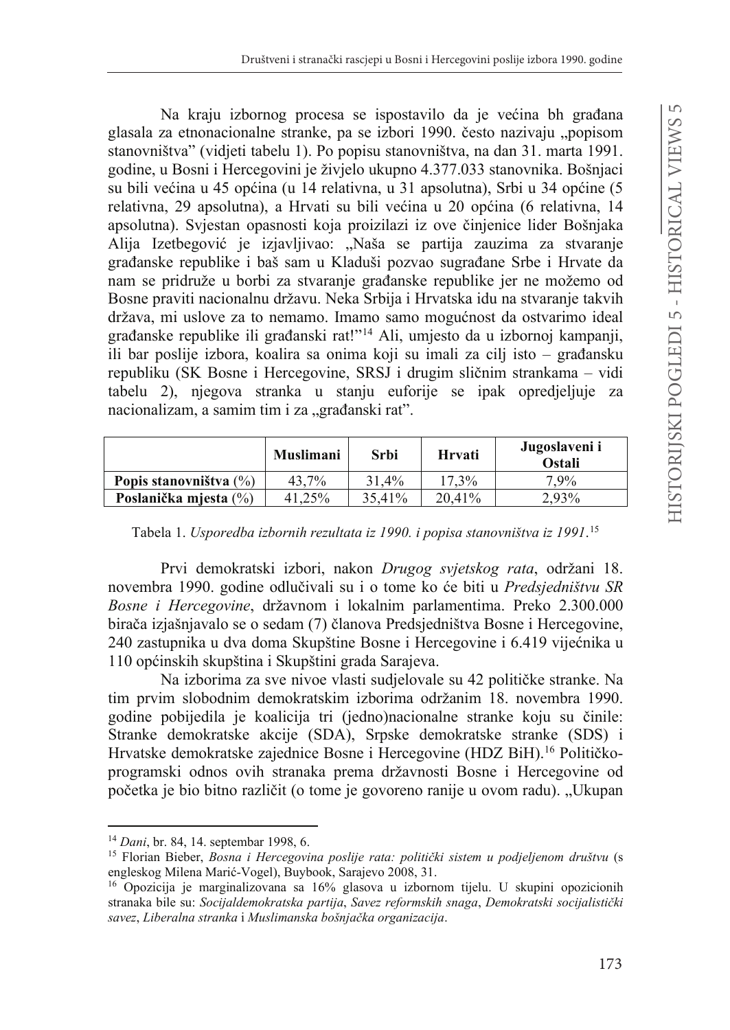Na kraju izbornog procesa se ispostavilo da je većina bh građana glasala za etnonacionalne stranke, pa se izbori 1990. često nazivaju „popisom stanovništva" (vidjeti tabelu 1). Po popisu stanovništva, na dan 31. marta 1991. godine, u Bosni i Hercegovini je živjelo ukupno 4.377.033 stanovnika. Bošnjaci su bili većina u 45 općina (u 14 relativna, u 31 apsolutna), Srbi u 34 općine (5 relativna, 29 apsolutna), a Hrvati su bili većina u 20 općina (6 relativna, 14 apsolutna). Svjestan opasnosti koja proizilazi iz ove činjenice lider Bošnjaka Alija Izetbegović je izjavljivao: „Naša se partija zauzima za stvaranje građanske republike i baš sam u Kladuši pozvao sugrađane Srbe i Hrvate da nam se pridruže u borbi za stvaranje građanske republike jer ne možemo od Bosne praviti nacionalnu državu. Neka Srbija i Hrvatska idu na stvaranje takvih država, mi uslove za to nemamo. Imamo samo mogućnost da ostvarimo ideal građanske republike ili građanski rat!"[14] Ali, umjesto da u izbornoj kampanji, ili bar poslije izbora, koalira sa onima koji su imali za cilj isto – građansku republiku (SK Bosne i Hercegovine, SRSJ i drugim sličnim strankama – vidi tabelu 2), njegova stranka u stanju euforije se ipak opredjeljuje za nacionalizam, a samim tim i za „građanski rat".

| | Muslimani | Srbi | Hrvati | Jugoslaveni i Ostali |
|---|---|---|---|---|
| **Popis stanovništva** (%) | 43,7% | 31,4% | 17,3% | 7,9% |
| **Poslanička mjesta** (%) | 41,25% | 35,41% | 20,41% | 2,93% |

Tabela 1. *Usporedba izbornih rezultata iz 1990. i popisa stanovništva iz 1991.*[15]

Prvi demokratski izbori, nakon *Drugog svjetskog rata*, održani 18. novembra 1990. godine odlučivali su i o tome ko će biti u *Predsjedništvu SR Bosne i Hercegovine*, državnom i lokalnim parlamentima. Preko 2.300.000 birača izjašnjavalo se o sedam (7) članova Predsjedništva Bosne i Hercegovine, 240 zastupnika u dva doma Skupštine Bosne i Hercegovine i 6.419 vijećnika u 110 općinskih skupština i Skupštini grada Sarajeva.

Na izborima za sve nivoe vlasti sudjelovale su 42 političke stranke. Na tim prvim slobodnim demokratskim izborima održanim 18. novembra 1990. godine pobijedila je koalicija tri (jedno)nacionalne stranke koju su činile: Stranke demokratske akcije (SDA), Srpske demokratske stranke (SDS) i Hrvatske demokratske zajednice Bosne i Hercegovine (HDZ BiH).[16] Političko-programski odnos ovih stranaka prema državnosti Bosne i Hercegovine od početka je bio bitno različit (o tome je govoreno ranije u ovom radu). „Ukupan

---

[14] *Dani*, br. 84, 14. septembar 1998, 6.

[15] Florian Bieber, *Bosna i Hercegovina poslije rata: politički sistem u podjeljenom društvu* (s engleskog Milena Marić-Vogel), Buybook, Sarajevo 2008, 31.

[16] Opozicija je marginalizovana sa 16% glasova u izbornom tijelu. U skupini opozicionih stranaka bile su: *Socijaldemokratska partija*, *Savez reformskih snaga*, *Demokratski socijalistički savez*, *Liberalna stranka* i *Muslimanska bošnjačka organizacija*.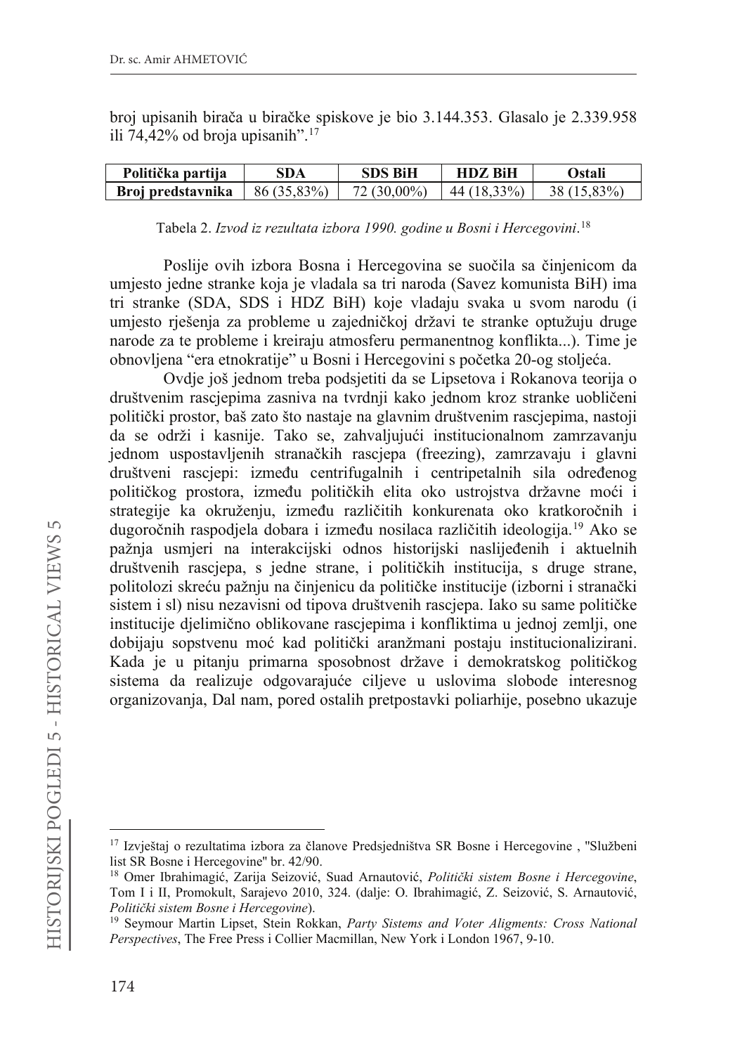broj upisanih birača u biračke spiskove je bio 3.144.353. Glasalo je 2.339.958 ili 74,42% od broja upisanih".[17]

| Politička partija | SDA | SDS BiH | HDZ BiH | Ostali |
|---|---|---|---|---|
| Broj predstavnika | 86 (35,83%) | 72 (30,00%) | 44 (18,33%) | 38 (15,83%) |

Tabela 2. *Izvod iz rezultata izbora 1990. godine u Bosni i Hercegovini.*[18]

Poslije ovih izbora Bosna i Hercegovina se suočila sa činjenicom da umjesto jedne stranke koja je vladala sa tri naroda (Savez komunista BiH) ima tri stranke (SDA, SDS i HDZ BiH) koje vladaju svaka u svom narodu (i umjesto rješenja za probleme u zajedničkoj državi te stranke optužuju druge narode za te probleme i kreiraju atmosferu permanentnog konflikta...). Time je obnovljena "era etnokratije" u Bosni i Hercegovini s početka 20-og stoljeća.

Ovdje još jednom treba podsjetiti da se Lipsetova i Rokanova teorija o društvenim rascjepima zasniva na tvrdnji kako jednom kroz stranke uobličeni politički prostor, baš zato što nastaje na glavnim društvenim rascjepima, nastoji da se održi i kasnije. Tako se, zahvaljujući institucionalnom zamrzavanju jednom uspostavljenih stranačkih rascjepa (freezing), zamrzavaju i glavni društveni rascjepi: između centrifugalnih i centripetalnih sila određenog političkog prostora, između političkih elita oko ustrojstva državne moći i strategije ka okruženju, između različitih konkurenata oko kratkoročnih i dugoročnih raspodjela dobara i između nosilaca različitih ideologija.[19] Ako se pažnja usmjeri na interakcijski odnos historijski naslijeđenih i aktuelnih društvenih rascjepa, s jedne strane, i političkih institucija, s druge strane, politolozi skreću pažnju na činjenicu da političke institucije (izborni i stranački sistem i sl) nisu nezavisni od tipova društvenih rascjepa. Iako su same političke institucije djelimično oblikovane rascjepima i konfliktima u jednoj zemlji, one dobijaju sopstvenu moć kad politički aranžmani postaju institucionalizirani. Kada je u pitanju primarna sposobnost države i demokratskog političkog sistema da realizuje odgovarajuće ciljeve u uslovima slobode interesnog organizovanja, Dal nam, pored ostalih pretpostavki poliarhije, posebno ukazuje

---

[17] Izvještaj o rezultatima izbora za članove Predsjedništva SR Bosne i Hercegovine , "Službeni list SR Bosne i Hercegovine" br. 42/90.

[18] Omer Ibrahimagić, Zarija Seizović, Suad Arnautović, *Politički sistem Bosne i Hercegovine*, Tom I i II, Promokult, Sarajevo 2010, 324. (dalje: O. Ibrahimagić, Z. Seizović, S. Arnautović, *Politički sistem Bosne i Hercegovine*).

[19] Seymour Martin Lipset, Stein Rokkan, *Party Sistems and Voter Aligments: Cross National Perspectives*, The Free Press i Collier Macmillan, New York i London 1967, 9-10.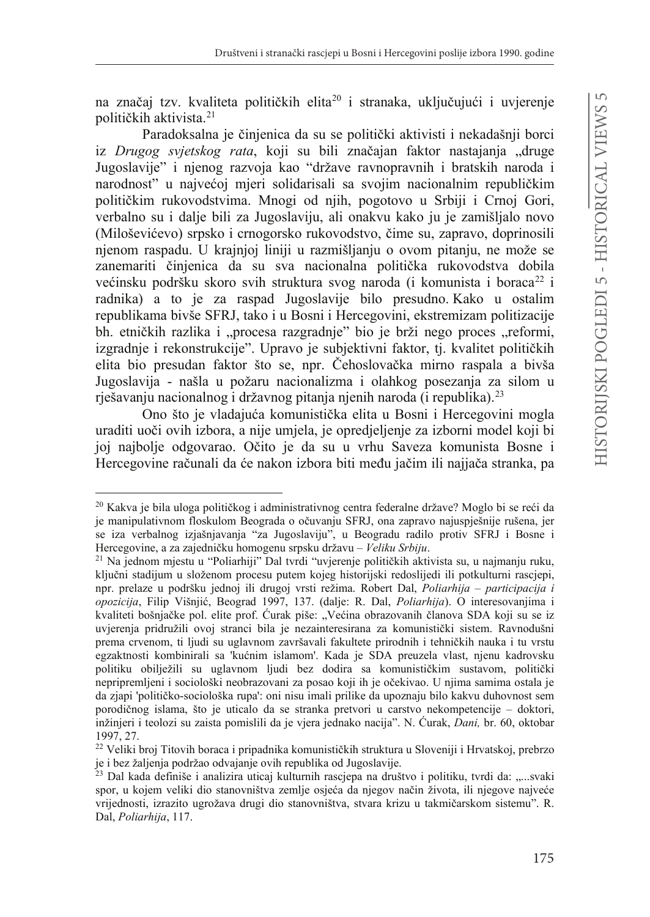na značaj tzv. kvaliteta političkih elita[20] i stranaka, uključujući i uvjerenje političkih aktivista.[21]

Paradoksalna je činjenica da su se politički aktivisti i nekadašnji borci iz *Drugog svjetskog rata*, koji su bili značajan faktor nastajanja „druge Jugoslavije" i njenog razvoja kao "države ravnopravnih i bratskih naroda i narodnost" u najvećoj mjeri solidarisali sa svojim nacionalnim republičkim političkim rukovodstvima. Mnogi od njih, pogotovo u Srbiji i Crnoj Gori, verbalno su i dalje bili za Jugoslaviju, ali onakvu kako ju je zamišljalo novo (Miloševićevo) srpsko i crnogorsko rukovodstvo, čime su, zapravo, doprinosili njenom raspadu. U krajnjoj liniji u razmišljanju o ovom pitanju, ne može se zanemariti činjenica da su sva nacionalna politička rukovodstva dobila većinsku podršku skoro svih struktura svog naroda (i komunista i boraca[22] i radnika) a to je za raspad Jugoslavije bilo presudno. Kako u ostalim republikama bivše SFRJ, tako i u Bosni i Hercegovini, ekstremizam politizacije bh. etničkih razlika i „procesa razgradnje" bio je brži nego proces „reformi, izgradnje i rekonstrukcije". Upravo je subjektivni faktor, tj. kvalitet političkih elita bio presudan faktor što se, npr. Čehoslovačka mirno raspala a bivša Jugoslavija - našla u požaru nacionalizma i olahkog posezanja za silom u rješavanju nacionalnog i državnog pitanja njenih naroda (i republika).[23]

Ono što je vladajuća komunistička elita u Bosni i Hercegovini mogla uraditi uoči ovih izbora, a nije umjela, je opredjeljenje za izborni model koji bi joj najbolje odgovarao. Očito je da su u vrhu Saveza komunista Bosne i Hercegovine računali da će nakon izbora biti među jačim ili najjača stranka, pa

---

[20] Kakva je bila uloga političkog i administrativnog centra federalne države? Moglo bi se reći da je manipulativnom floskulom Beograda o očuvanju SFRJ, ona zapravo najuspješnije rušena, jer se iza verbalnog izjašnjavanja "za Jugoslaviju", u Beogradu radilo protiv SFRJ i Bosne i Hercegovine, a za zajedničku homogenu srpsku državu – *Veliku Srbiju*.

[21] Na jednom mjestu u "Poliarhiji" Dal tvrdi "uvjerenje političkih aktivista su, u najmanju ruku, ključni stadijum u složenom procesu putem kojeg historijski redoslijedi ili potkulturni rascjepi, npr. prelaze u podršku jednoj ili drugoj vrsti režima. Robert Dal, *Poliarhija – participacija i opozicija*, Filip Višnjić, Beograd 1997, 137. (dalje: R. Dal, *Poliarhija*). O interesovanjima i kvaliteti bošnjačke pol. elite prof. Ćurak piše: „Većina obrazovanih članova SDA koji su se iz uvjerenja pridružili ovoj stranci bila je nezainteresirana za komunistički sistem. Ravnodušni prema crvenom, ti ljudi su uglavnom završavali fakultete prirodnih i tehničkih nauka i tu vrstu egzaktnosti kombinirali sa 'kućnim islamom'. Kada je SDA preuzela vlast, njenu kadrovsku politiku obilježili su uglavnom ljudi bez dodira sa komunističkim sustavom, politički nepripremljeni i sociološki neobrazovani za posao koji ih je očekivao. U njima samima ostala je da zjapi 'političko-sociološka rupa': oni nisu imali prilike da upoznaju bilo kakvu duhovnost sem porodičnog islama, što je uticalo da se stranka pretvori u carstvo nekompetencije – doktori, inžinjeri i teolozi su zaista pomislili da je vjera jednako nacija". N. Ćurak, *Dani,* br. 60, oktobar 1997, 27.

[22] Veliki broj Titovih boraca i pripadnika komunističkih struktura u Sloveniji i Hrvatskoj, prebrzo je i bez žaljenja podržao odvajanje ovih republika od Jugoslavije.

[23] Dal kada definiše i analizira uticaj kulturnih rascjepa na društvo i politiku, tvrdi da: „...svaki spor, u kojem veliki dio stanovništva zemlje osjeća da njegov način života, ili njegove najveće vrijednosti, izrazito ugrožava drugi dio stanovništva, stvara krizu u takmičarskom sistemu". R. Dal, *Poliarhija*, 117.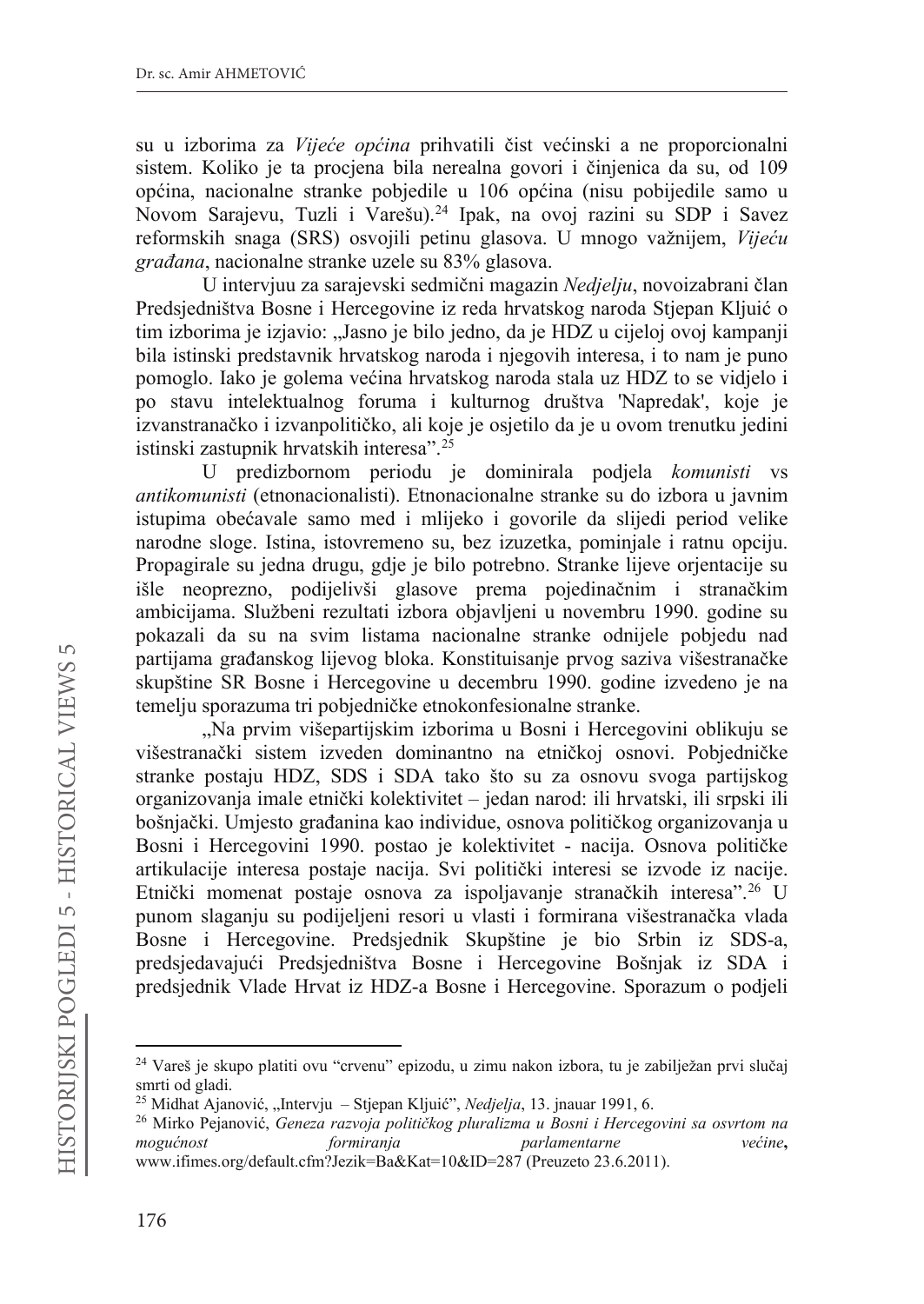su u izborima za *Vijeće općina* prihvatili čist većinski a ne proporcionalni sistem. Koliko je ta procjena bila nerealna govori i činjenica da su, od 109 općina, nacionalne stranke pobjedile u 106 općina (nisu pobijedile samo u Novom Sarajevu, Tuzli i Varešu).[24] Ipak, na ovoj razini su SDP i Savez reformskih snaga (SRS) osvojili petinu glasova. U mnogo važnijem, *Vijeću građana*, nacionalne stranke uzele su 83% glasova.

U intervjuu za sarajevski sedmični magazin *Nedjelju*, novoizabrani član Predsjedništva Bosne i Hercegovine iz reda hrvatskog naroda Stjepan Kljuić o tim izborima je izjavio: „Jasno je bilo jedno, da je HDZ u cijeloj ovoj kampanji bila istinski predstavnik hrvatskog naroda i njegovih interesa, i to nam je puno pomoglo. Iako je golema većina hrvatskog naroda stala uz HDZ to se vidjelo i po stavu intelektualnog foruma i kulturnog društva 'Napredak', koje je izvanstranačko i izvanpolitičko, ali koje je osjetilo da je u ovom trenutku jedini istinski zastupnik hrvatskih interesa".[25]

U predizbornom periodu je dominirala podjela *komunisti* vs *antikomunisti* (etnonacionalisti). Etnonacionalne stranke su do izbora u javnim istupima obećavale samo med i mlijeko i govorile da slijedi period velike narodne sloge. Istina, istovremeno su, bez izuzetka, pominjale i ratnu opciju. Propagirale su jedna drugu, gdje je bilo potrebno. Stranke lijeve orjentacije su išle neoprezno, podijelivši glasove prema pojedinačnim i stranačkim ambicijama. Službeni rezultati izbora objavljeni u novembru 1990. godine su pokazali da su na svim listama nacionalne stranke odnijele pobjedu nad partijama građanskog lijevog bloka. Konstituisanje prvog saziva višestranačke skupštine SR Bosne i Hercegovine u decembru 1990. godine izvedeno je na temelju sporazuma tri pobjedničke etnokonfesionalne stranke.

„Na prvim višepartijskim izborima u Bosni i Hercegovini oblikuju se višestranački sistem izveden dominantno na etničkoj osnovi. Pobjedničke stranke postaju HDZ, SDS i SDA tako što su za osnovu svoga partijskog organizovanja imale etnički kolektivitet – jedan narod: ili hrvatski, ili srpski ili bošnjački. Umjesto građanina kao individue, osnova političkog organizovanja u Bosni i Hercegovini 1990. postao je kolektivitet - nacija. Osnova političke artikulacije interesa postaje nacija. Svi politički interesi se izvode iz nacije. Etnički momenat postaje osnova za ispoljavanje stranačkih interesa".[26] U punom slaganju su podijeljeni resori u vlasti i formirana višestranačka vlada Bosne i Hercegovine. Predsjednik Skupštine je bio Srbin iz SDS-a, predsjedavajući Predsjedništva Bosne i Hercegovine Bošnjak iz SDA i predsjednik Vlade Hrvat iz HDZ-a Bosne i Hercegovine. Sporazum o podjeli

---

[24] Vareš je skupo platiti ovu "crvenu" epizodu, u zimu nakon izbora, tu je zabilježan prvi slučaj smrti od gladi.

[25] Midhat Ajanović, „Intervju – Stjepan Kljuić", *Nedjelja*, 13. jnauar 1991, 6.

[26] Mirko Pejanović, *Geneza razvoja političkog pluralizma u Bosni i Hercegovini sa osvrtom na mogućnost formiranja parlamentarne većine*, www.ifimes.org/default.cfm?Jezik=Ba&Kat=10&ID=287 (Preuzeto 23.6.2011).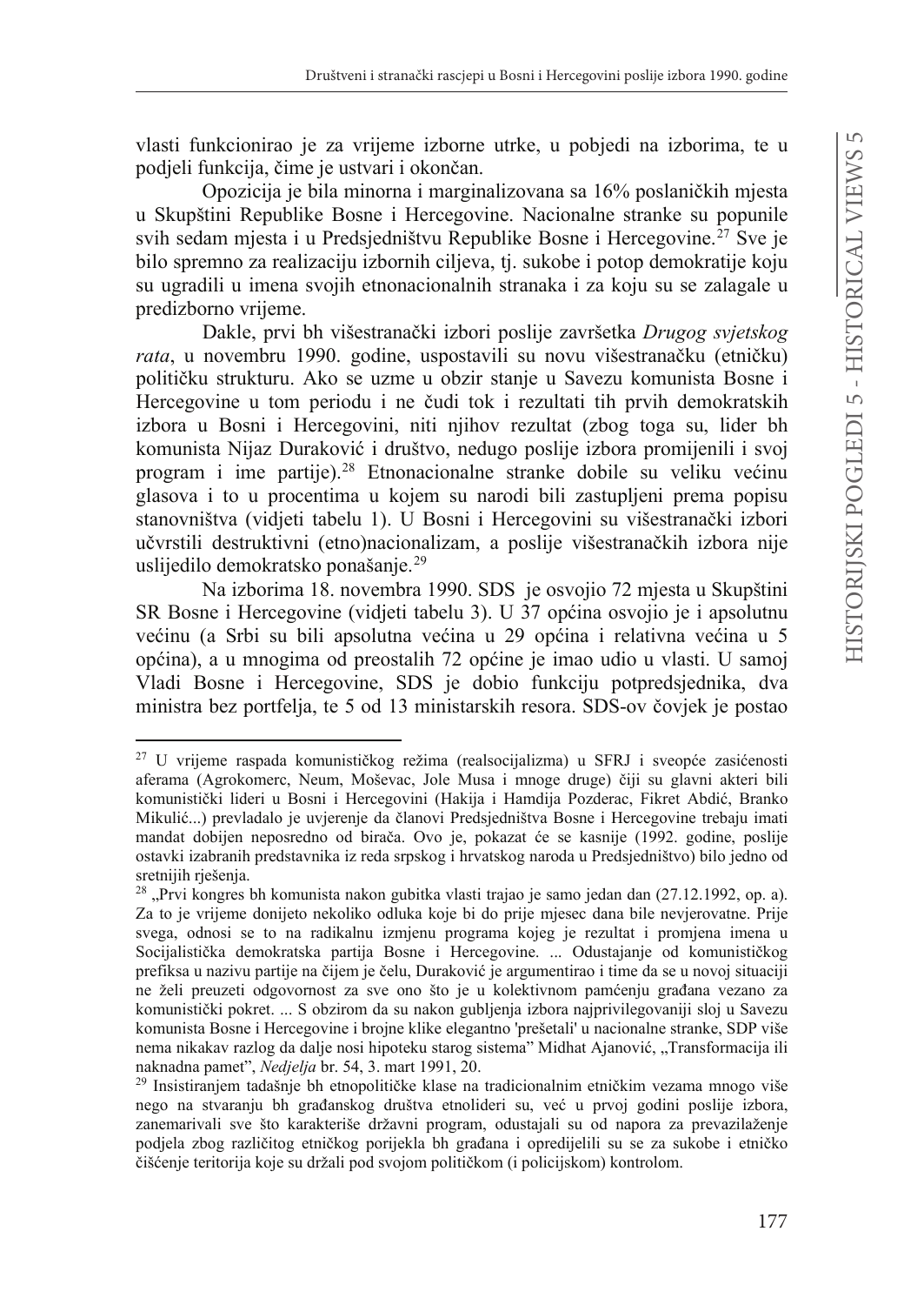vlasti funkcionirao je za vrijeme izborne utrke, u pobjedi na izborima, te u podjeli funkcija, čime je ustvari i okončan.

Opozicija je bila minorna i marginalizovana sa 16% poslaničkih mjesta u Skupštini Republike Bosne i Hercegovine. Nacionalne stranke su popunile svih sedam mjesta i u Predsjedništvu Republike Bosne i Hercegovine.[27] Sve je bilo spremno za realizaciju izbornih ciljeva, tj. sukobe i potop demokratije koju su ugradili u imena svojih etnonacionalnih stranaka i za koju su se zalagale u predizborno vrijeme.

Dakle, prvi bh višestranački izbori poslije završetka *Drugog svjetskog rata*, u novembru 1990. godine, uspostavili su novu višestranačku (etničku) političku strukturu. Ako se uzme u obzir stanje u Savezu komunista Bosne i Hercegovine u tom periodu i ne čudi tok i rezultati tih prvih demokratskih izbora u Bosni i Hercegovini, niti njihov rezultat (zbog toga su, lider bh komunista Nijaz Duraković i društvo, nedugo poslije izbora promijenili i svoj program i ime partije).[28] Etnonacionalne stranke dobile su veliku većinu glasova i to u procentima u kojem su narodi bili zastupljeni prema popisu stanovništva (vidjeti tabelu 1). U Bosni i Hercegovini su višestranački izbori učvrstili destruktivni (etno)nacionalizam, a poslije višestranačkih izbora nije uslijedilo demokratsko ponašanje.[29]

Na izborima 18. novembra 1990. SDS je osvojio 72 mjesta u Skupštini SR Bosne i Hercegovine (vidjeti tabelu 3). U 37 općina osvojio je i apsolutnu većinu (a Srbi su bili apsolutna većina u 29 općina i relativna većina u 5 općina), a u mnogima od preostalih 72 općine je imao udio u vlasti. U samoj Vladi Bosne i Hercegovine, SDS je dobio funkciju potpredsjednika, dva ministra bez portfelja, te 5 od 13 ministarskih resora. SDS-ov čovjek je postao

---

[27] U vrijeme raspada komunističkog režima (realsocijalizma) u SFRJ i sveopće zasićenosti aferama (Agrokomerc, Neum, Moševac, Jole Musa i mnoge druge) čiji su glavni akteri bili komunistički lideri u Bosni i Hercegovini (Hakija i Hamdija Pozderac, Fikret Abdić, Branko Mikulić...) prevladalo je uvjerenje da članovi Predsjedništva Bosne i Hercegovine trebaju imati mandat dobijen neposredno od birača. Ovo je, pokazat će se kasnije (1992. godine, poslije ostavki izabranih predstavnika iz reda srpskog i hrvatskog naroda u Predsjedništvo) bilo jedno od sretnijih rješenja.

[28] „Prvi kongres bh komunista nakon gubitka vlasti trajao je samo jedan dan (27.12.1992, op. a). Za to je vrijeme donijeto nekoliko odluka koje bi do prije mjesec dana bile nevjerovatne. Prije svega, odnosi se to na radikalnu izmjenu programa kojeg je rezultat i promjena imena u Socijalistička demokratska partija Bosne i Hercegovine. ... Odustajanje od komunističkog prefiksa u nazivu partije na čijem je čelu, Duraković je argumentirao i time da se u novoj situaciji ne želi preuzeti odgovornost za sve ono što je u kolektivnom pamćenju građana vezano za komunistički pokret. ... S obzirom da su nakon gubljenja izbora najprivilegovaniji sloj u Savezu komunista Bosne i Hercegovine i brojne klike elegantno 'prešetali' u nacionalne stranke, SDP više nema nikakav razlog da dalje nosi hipoteku starog sistema" Midhat Ajanović, „Transformacija ili naknadna pamet", *Nedjelja* br. 54, 3. mart 1991, 20.

[29] Insistiranjem tadašnje bh etnopolitičke klase na tradicionalnim etničkim vezama mnogo više nego na stvaranju bh građanskog društva etnolideri su, već u prvoj godini poslije izbora, zanemarivali sve što karakteriše državni program, odustajali su od napora za prevazilaženje podjela zbog različitog etničkog porijekla bh građana i opredijelili su se za sukobe i etničko čišćenje teritorija koje su držali pod svojom političkom (i policijskom) kontrolom.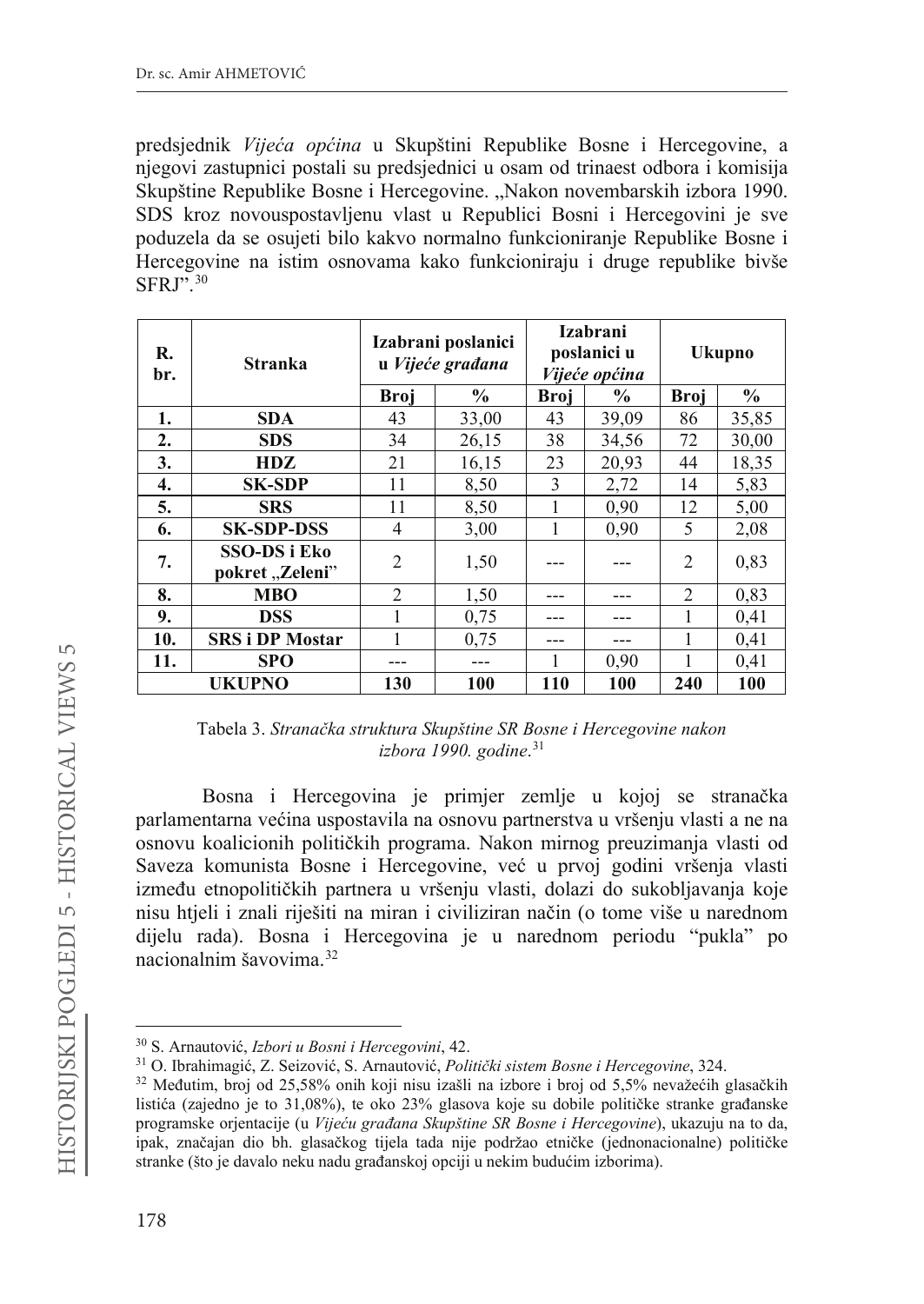predsjednik *Vijeća općina* u Skupštini Republike Bosne i Hercegovine, a njegovi zastupnici postali su predsjednici u osam od trinaest odbora i komisija Skupštine Republike Bosne i Hercegovine. „Nakon novembarskih izbora 1990. SDS kroz novouspostavljenu vlast u Republici Bosni i Hercegovini je sve poduzela da se osujeti bilo kakvo normalno funkcioniranje Republike Bosne i Hercegovine na istim osnovama kako funkcioniraju i druge republike bivše SFRJ".[30]

| R. br. | Stranka | Izabrani poslanici u *Vijeće građana* | | Izabrani poslanici u *Vijeće općina* | | Ukupno | |
|---|---|---|---|---|---|---|---|
| | | **Broj** | **%** | **Broj** | **%** | **Broj** | **%** |
| **1.** | **SDA** | 43 | 33,00 | 43 | 39,09 | 86 | 35,85 |
| **2.** | **SDS** | 34 | 26,15 | 38 | 34,56 | 72 | 30,00 |
| **3.** | **HDZ** | 21 | 16,15 | 23 | 20,93 | 44 | 18,35 |
| **4.** | **SK-SDP** | 11 | 8,50 | 3 | 2,72 | 14 | 5,83 |
| **5.** | **SRS** | 11 | 8,50 | 1 | 0,90 | 12 | 5,00 |
| **6.** | **SK-SDP-DSS** | 4 | 3,00 | 1 | 0,90 | 5 | 2,08 |
| **7.** | **SSO-DS i Eko pokret „Zeleni"** | 2 | 1,50 | --- | --- | 2 | 0,83 |
| **8.** | **MBO** | 2 | 1,50 | --- | --- | 2 | 0,83 |
| **9.** | **DSS** | 1 | 0,75 | --- | --- | 1 | 0,41 |
| **10.** | **SRS i DP Mostar** | 1 | 0,75 | --- | --- | 1 | 0,41 |
| **11.** | **SPO** | --- | --- | 1 | 0,90 | 1 | 0,41 |
| **UKUPNO** | | **130** | **100** | **110** | **100** | **240** | **100** |

Tabela 3. *Stranačka struktura Skupštine SR Bosne i Hercegovine nakon izbora 1990. godine.*[31]

Bosna i Hercegovina je primjer zemlje u kojoj se stranačka parlamentarna većina uspostavila na osnovu partnerstva u vršenju vlasti a ne na osnovu koalicionih političkih programa. Nakon mirnog preuzimanja vlasti od Saveza komunista Bosne i Hercegovine, već u prvoj godini vršenja vlasti između etnopolitičkih partnera u vršenju vlasti, dolazi do sukobljavanja koje nisu htjeli i znali riješiti na miran i civiliziran način (o tome više u narednom dijelu rada). Bosna i Hercegovina je u narednom periodu "pukla" po nacionalnim šavovima.[32]

---

[30] S. Arnautović, *Izbori u Bosni i Hercegovini*, 42.

[31] O. Ibrahimagić, Z. Seizović, S. Arnautović, *Politički sistem Bosne i Hercegovine*, 324.

[32] Međutim, broj od 25,58% onih koji nisu izašli na izbore i broj od 5,5% nevažećih glasačkih listića (zajedno je to 31,08%), te oko 23% glasova koje su dobile političke stranke građanske programske orjentacije (u *Vijeću građana Skupštine SR Bosne i Hercegovine*), ukazuju na to da, ipak, značajan dio bh. glasačkog tijela tada nije podržao etničke (jednonacionalne) političke stranke (što je davalo neku nadu građanskoj opciji u nekim budućim izborima).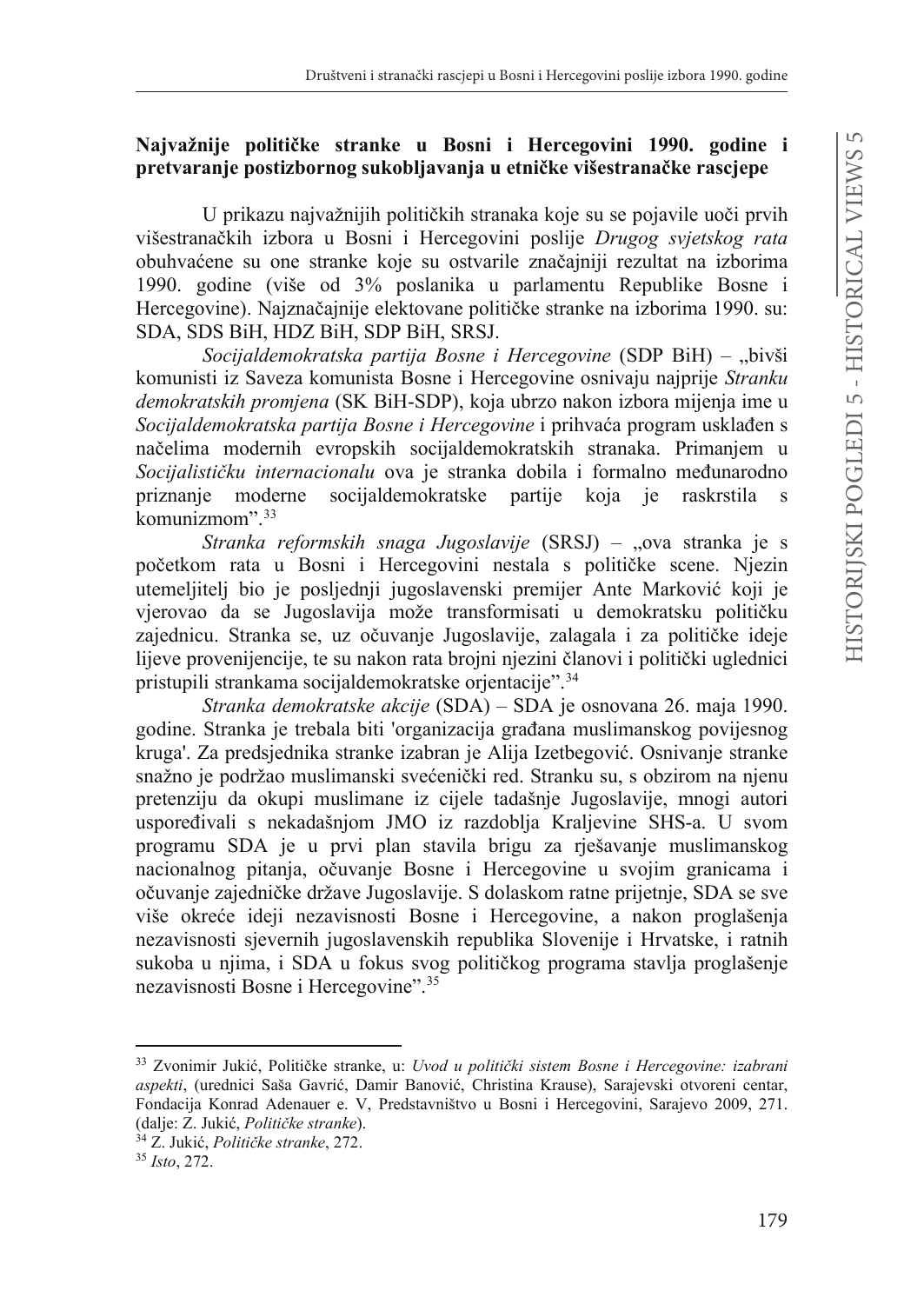**Najvažnije političke stranke u Bosni i Hercegovini 1990. godine i pretvaranje postizbornog sukobljavanja u etničke višestranačke rascjepe**

U prikazu najvažnijih političkih stranaka koje su se pojavile uoči prvih višestranačkih izbora u Bosni i Hercegovini poslije *Drugog svjetskog rata* obuhvaćene su one stranke koje su ostvarile značajniji rezultat na izborima 1990. godine (više od 3% poslanika u parlamentu Republike Bosne i Hercegovine). Najznačajnije elektovane političke stranke na izborima 1990. su: SDA, SDS BiH, HDZ BiH, SDP BiH, SRSJ.

*Socijaldemokratska partija Bosne i Hercegovine* (SDP BiH) – „bivši komunisti iz Saveza komunista Bosne i Hercegovine osnivaju najprije *Stranku demokratskih promjena* (SK BiH-SDP), koja ubrzo nakon izbora mijenja ime u *Socijaldemokratska partija Bosne i Hercegovine* i prihvaća program usklađen s načelima modernih evropskih socijaldemokratskih stranaka. Primanjem u *Socijalističku internacionalu* ova je stranka dobila i formalno međunarodno priznanje moderne socijaldemokratske partije koja je raskrstila s komunizmom".[33]

*Stranka reformskih snaga Jugoslavije* (SRSJ) – „ova stranka je s početkom rata u Bosni i Hercegovini nestala s političke scene. Njezin utemeljitelj bio je posljednji jugoslavenski premijer Ante Marković koji je vjerovao da se Jugoslavija može transformisati u demokratsku političku zajednicu. Stranka se, uz očuvanje Jugoslavije, zalagala i za političke ideje lijeve provenijencije, te su nakon rata brojni njezini članovi i politički uglednici pristupili strankama socijaldemokratske orjentacije".[34]

*Stranka demokratske akcije* (SDA) – SDA je osnovana 26. maja 1990. godine. Stranka je trebala biti 'organizacija građana muslimanskog povijesnog kruga'. Za predsjednika stranke izabran je Alija Izetbegović. Osnivanje stranke snažno je podržao muslimanski svećenički red. Stranku su, s obzirom na njenu pretenziju da okupi muslimane iz cijele tadašnje Jugoslavije, mnogi autori uspoređivali s nekadašnjom JMO iz razdoblja Kraljevine SHS-a. U svom programu SDA je u prvi plan stavila brigu za rješavanje muslimanskog nacionalnog pitanja, očuvanje Bosne i Hercegovine u svojim granicama i očuvanje zajedničke države Jugoslavije. S dolaskom ratne prijetnje, SDA se sve više okreće ideji nezavisnosti Bosne i Hercegovine, a nakon proglašenja nezavisnosti sjevernih jugoslavenskih republika Slovenije i Hrvatske, i ratnih sukoba u njima, i SDA u fokus svog političkog programa stavlja proglašenje nezavisnosti Bosne i Hercegovine".[35]

---

[33] Zvonimir Jukić, Političke stranke, u: *Uvod u politički sistem Bosne i Hercegovine: izabrani aspekti*, (urednici Saša Gavrić, Damir Banović, Christina Krause), Sarajevski otvoreni centar, Fondacija Konrad Adenauer e. V, Predstavništvo u Bosni i Hercegovini, Sarajevo 2009, 271. (dalje: Z. Jukić, *Političke stranke*).

[34] Z. Jukić, *Političke stranke*, 272.

[35] *Isto*, 272.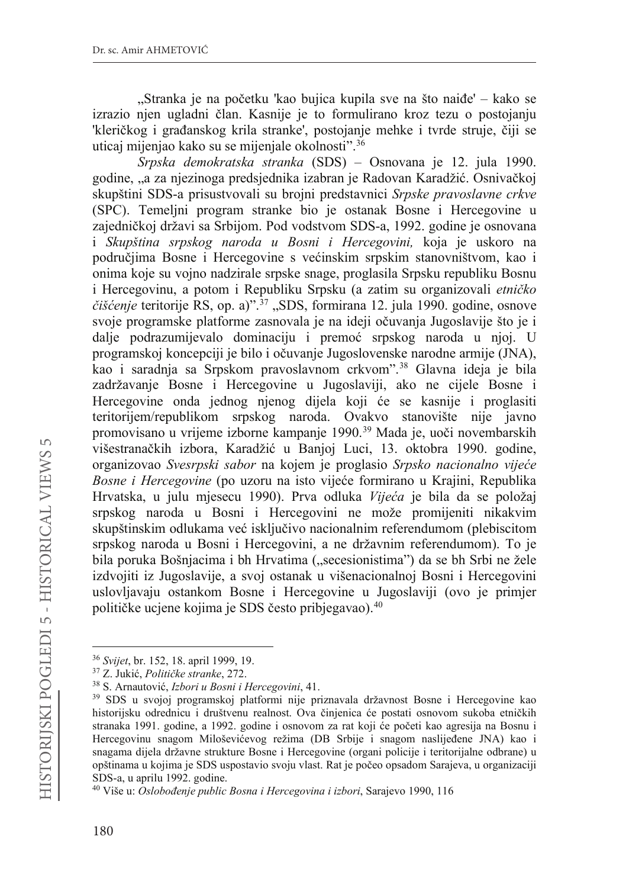„Stranka je na početku 'kao bujica kupila sve na što naiđe' – kako se izrazio njen ugladni član. Kasnije je to formulirano kroz tezu o postojanju 'kleričkog i građanskog krila stranke', postojanje mehke i tvrde struje, čiji se uticaj mijenjao kako su se mijenjale okolnosti".[36]

*Srpska demokratska stranka* (SDS) – Osnovana je 12. jula 1990. godine, „a za njezinoga predsjednika izabran je Radovan Karadžić. Osnivačkoj skupštini SDS-a prisustvovali su brojni predstavnici *Srpske pravoslavne crkve* (SPC). Temeljni program stranke bio je ostanak Bosne i Hercegovine u zajedničkoj državi sa Srbijom. Pod vodstvom SDS-a, 1992. godine je osnovana i *Skupština srpskog naroda u Bosni i Hercegovini,* koja je uskoro na područjima Bosne i Hercegovine s većinskim srpskim stanovništvom, kao i onima koje su vojno nadzirale srpske snage, proglasila Srpsku republiku Bosnu i Hercegovinu, a potom i Republiku Srpsku (a zatim su organizovali *etničko čišćenje* teritorije RS, op. a)".[37] „SDS, formirana 12. jula 1990. godine, osnove svoje programske platforme zasnovala je na ideji očuvanja Jugoslavije što je i dalje podrazumijevalo dominaciju i premoć srpskog naroda u njoj. U programskoj koncepciji je bilo i očuvanje Jugoslovenske narodne armije (JNA), kao i saradnja sa Srpskom pravoslavnom crkvom".[38] Glavna ideja je bila zadržavanje Bosne i Hercegovine u Jugoslaviji, ako ne cijele Bosne i Hercegovine onda jednog njenog dijela koji će se kasnije i proglasiti teritorijem/republikom srpskog naroda. Ovakvo stanovište nije javno promovisano u vrijeme izborne kampanje 1990.[39] Mada je, uoči novembarskih višestranačkih izbora, Karadžić u Banjoj Luci, 13. oktobra 1990. godine, organizovao *Svesrpski sabor* na kojem je proglasio *Srpsko nacionalno vijeće Bosne i Hercegovine* (po uzoru na isto vijeće formirano u Krajini, Republika Hrvatska, u julu mjesecu 1990). Prva odluka *Vijeća* je bila da se položaj srpskog naroda u Bosni i Hercegovini ne može promijeniti nikakvim skupštinskim odlukama već isključivo nacionalnim referendumom (plebiscitom srpskog naroda u Bosni i Hercegovini, a ne državnim referendumom). To je bila poruka Bošnjacima i bh Hrvatima („secesionistima") da se bh Srbi ne žele izdvojiti iz Jugoslavije, a svoj ostanak u višenacionalnoj Bosni i Hercegovini uslovljavaju ostankom Bosne i Hercegovine u Jugoslaviji (ovo je primjer političke ucjene kojima je SDS često pribjegavao).[40]

---

[36] *Svijet*, br. 152, 18. april 1999, 19.

[37] Z. Jukić, *Političke stranke*, 272.

[38] S. Arnautović, *Izbori u Bosni i Hercegovini*, 41.

[39] SDS u svojoj programskoj platformi nije priznavala državnost Bosne i Hercegovine kao historijsku odrednicu i društvenu realnost. Ova činjenica će postati osnovom sukoba etničkih stranaka 1991. godine, a 1992. godine i osnovom za rat koji će početi kao agresija na Bosnu i Hercegovinu snagom Miloševićevog režima (DB Srbije i snagom naslijeđene JNA) kao i snagama dijela državne strukture Bosne i Hercegovine (organi policije i teritorijalne odbrane) u opštinama u kojima je SDS uspostavio svoju vlast. Rat je počeo opsadom Sarajeva, u organizaciji SDS-a, u aprilu 1992. godine.

[40] Više u: *Oslobođenje public Bosna i Hercegovina i izbori*, Sarajevo 1990, 116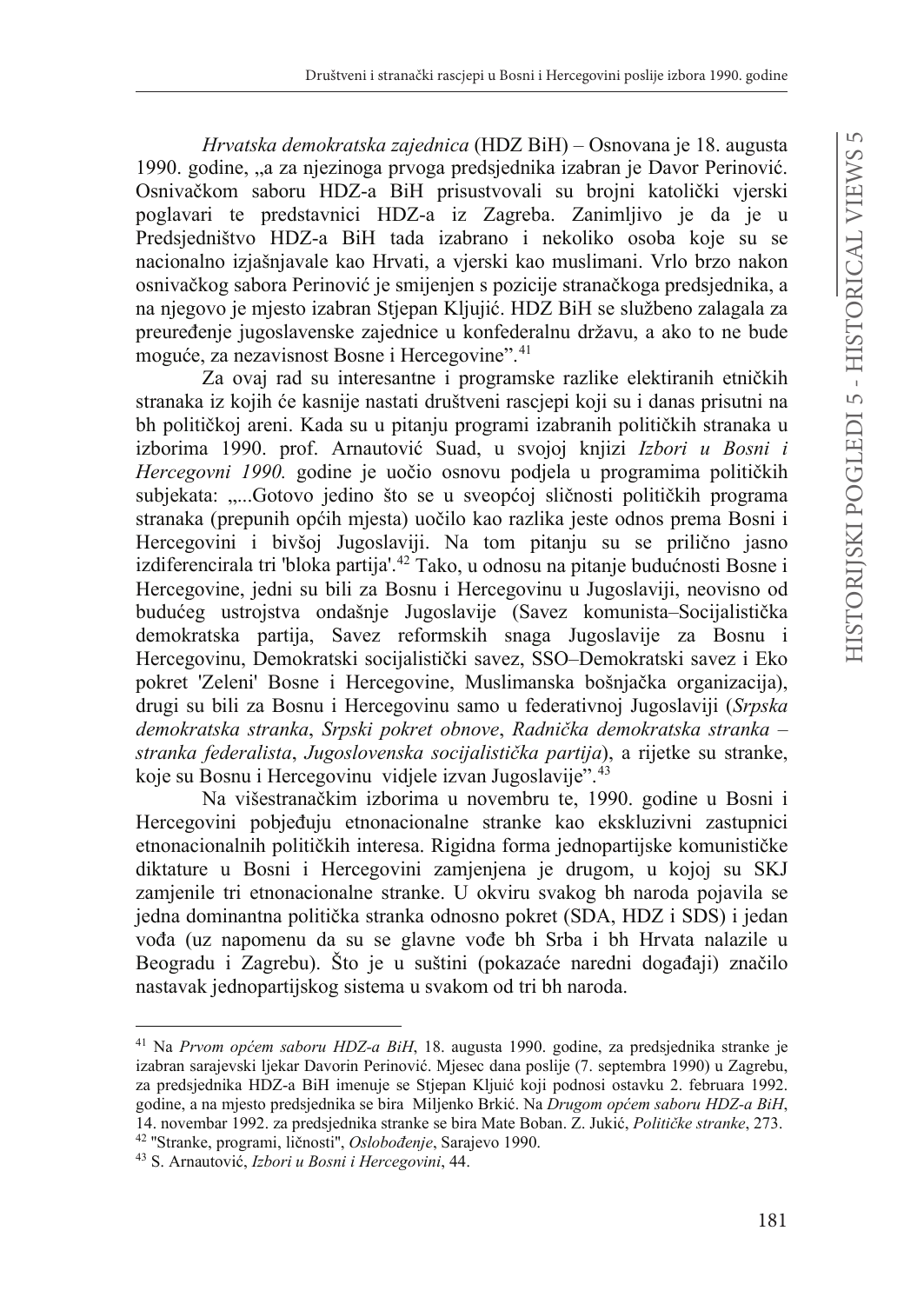*Hrvatska demokratska zajednica* (HDZ BiH) – Osnovana je 18. augusta 1990. godine, „a za njezinoga prvoga predsjednika izabran je Davor Perinović. Osnivačkom saboru HDZ-a BiH prisustvovali su brojni katolički vjerski poglavari te predstavnici HDZ-a iz Zagreba. Zanimljivo je da je u Predsjedništvo HDZ-a BiH tada izabrano i nekoliko osoba koje su se nacionalno izjašnjavale kao Hrvati, a vjerski kao muslimani. Vrlo brzo nakon osnivačkog sabora Perinović je smijenjen s pozicije stranačkoga predsjednika, a na njegovo je mjesto izabran Stjepan Kljujić. HDZ BiH se službeno zalagala za preuređenje jugoslavenske zajednice u konfederalnu državu, a ako to ne bude moguće, za nezavisnost Bosne i Hercegovine".[41]

Za ovaj rad su interesantne i programske razlike elektiranih etničkih stranaka iz kojih će kasnije nastati društveni rascjepi koji su i danas prisutni na bh političkoj areni. Kada su u pitanju programi izabranih političkih stranaka u izborima 1990. prof. Arnautović Suad, u svojoj knjizi *Izbori u Bosni i Hercegovni 1990.* godine je uočio osnovu podjela u programima političkih subjekata: „...Gotovo jedino što se u sveopćoj sličnosti političkih programa stranaka (prepunih općih mjesta) uočilo kao razlika jeste odnos prema Bosni i Hercegovini i bivšoj Jugoslaviji. Na tom pitanju su se prilično jasno izdiferencirala tri 'bloka partija'.[42] Tako, u odnosu na pitanje budućnosti Bosne i Hercegovine, jedni su bili za Bosnu i Hercegovinu u Jugoslaviji, neovisno od budućeg ustrojstva ondašnje Jugoslavije (Savez komunista–Socijalistička demokratska partija, Savez reformskih snaga Jugoslavije za Bosnu i Hercegovinu, Demokratski socijalistički savez, SSO–Demokratski savez i Eko pokret 'Zeleni' Bosne i Hercegovine, Muslimanska bošnjačka organizacija), drugi su bili za Bosnu i Hercegovinu samo u federativnoj Jugoslaviji (*Srpska demokratska stranka*, *Srpski pokret obnove*, *Radnička demokratska stranka – stranka federalista*, *Jugoslovenska socijalistička partija*), a rijetke su stranke, koje su Bosnu i Hercegovinu vidjele izvan Jugoslavije".[43]

Na višestranačkim izborima u novembru te, 1990. godine u Bosni i Hercegovini pobjeđuju etnonacionalne stranke kao ekskluzivni zastupnici etnonacionalnih političkih interesa. Rigidna forma jednopartijske komunističke diktature u Bosni i Hercegovini zamjenjena je drugom, u kojoj su SKJ zamjenile tri etnonacionalne stranke. U okviru svakog bh naroda pojavila se jedna dominantna politička stranka odnosno pokret (SDA, HDZ i SDS) i jedan vođa (uz napomenu da su se glavne vođe bh Srba i bh Hrvata nalazile u Beogradu i Zagrebu). Što je u suštini (pokazaće naredni događaji) značilo nastavak jednopartijskog sistema u svakom od tri bh naroda.

---

[41] Na *Prvom općem saboru HDZ-a BiH*, 18. augusta 1990. godine, za predsjednika stranke je izabran sarajevski ljekar Davorin Perinović. Mjesec dana poslije (7. septembra 1990) u Zagrebu, za predsjednika HDZ-a BiH imenuje se Stjepan Kljuić koji podnosi ostavku 2. februara 1992. godine, a na mjesto predsjednika se bira Miljenko Brkić. Na *Drugom općem saboru HDZ-a BiH*, 14. novembar 1992. za predsjednika stranke se bira Mate Boban. Z. Jukić, *Političke stranke*, 273.

[42] "Stranke, programi, ličnosti", *Oslobođenje*, Sarajevo 1990.

[43] S. Arnautović, *Izbori u Bosni i Hercegovini*, 44.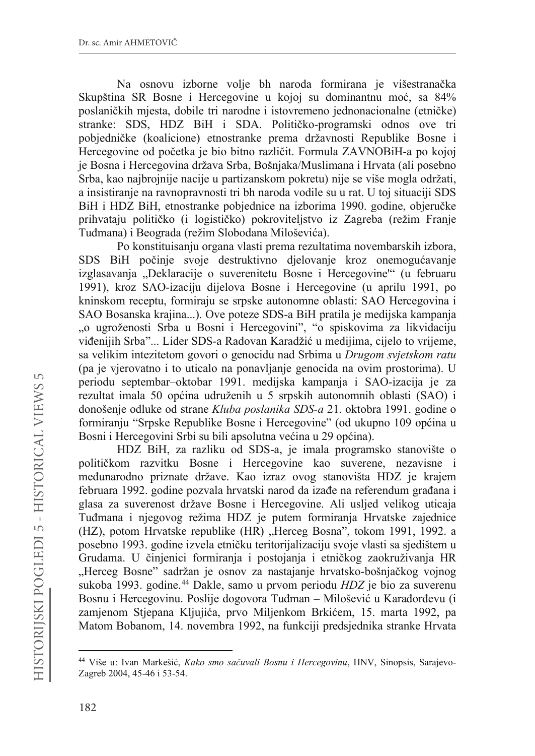Na osnovu izborne volje bh naroda formirana je višestranačka Skupština SR Bosne i Hercegovine u kojoj su dominantnu moć, sa 84% poslaničkih mjesta, dobile tri narodne i istovremeno jednonacionalne (etničke) stranke: SDS, HDZ BiH i SDA. Političko-programski odnos ove tri pobjedničke (koalicione) etnostranke prema državnosti Republike Bosne i Hercegovine od početka je bio bitno različit. Formula ZAVNOBiH-a po kojoj je Bosna i Hercegovina država Srba, Bošnjaka/Muslimana i Hrvata (ali posebno Srba, kao najbrojnije nacije u partizanskom pokretu) nije se više mogla održati, a insistiranje na ravnopravnosti tri bh naroda vodile su u rat. U toj situaciji SDS BiH i HDZ BiH, etnostranke pobjednice na izborima 1990. godine, objeručke prihvataju političko (i logističko) pokroviteljstvo iz Zagreba (režim Franje Tuđmana) i Beograda (režim Slobodana Miloševića).

Po konstituisanju organa vlasti prema rezultatima novembarskih izbora, SDS BiH počinje svoje destruktivno djelovanje kroz onemogućavanje izglasavanja „Deklaracije o suverenitetu Bosne i Hercegovine'" (u februaru 1991), kroz SAO-izaciju dijelova Bosne i Hercegovine (u aprilu 1991, po kninskom receptu, formiraju se srpske autonomne oblasti: SAO Hercegovina i SAO Bosanska krajina...). Ove poteze SDS-a BiH pratila je medijska kampanja „o ugroženosti Srba u Bosni i Hercegovini", "o spiskovima za likvidaciju viđenijih Srba"... Lider SDS-a Radovan Karadžić u medijima, cijelo to vrijeme, sa velikim intezitetom govori o genocidu nad Srbima u *Drugom svjetskom ratu* (pa je vjerovatno i to uticalo na ponavljanje genocida na ovim prostorima). U periodu septembar–oktobar 1991. medijska kampanja i SAO-izacija je za rezultat imala 50 općina udruženih u 5 srpskih autonomnih oblasti (SAO) i donošenje odluke od strane *Kluba poslanika SDS-a* 21. oktobra 1991. godine o formiranju "Srpske Republike Bosne i Hercegovine" (od ukupno 109 općina u Bosni i Hercegovini Srbi su bili apsolutna većina u 29 općina).

HDZ BiH, za razliku od SDS-a, je imala programsko stanovište o političkom razvitku Bosne i Hercegovine kao suverene, nezavisne i međunarodno priznate države. Kao izraz ovog stanovišta HDZ je krajem februara 1992. godine pozvala hrvatski narod da izađe na referendum građana i glasa za suverenost države Bosne i Hercegovine. Ali usljed velikog uticaja Tuđmana i njegovog režima HDZ je putem formiranja Hrvatske zajednice (HZ), potom Hrvatske republike (HR) „Herceg Bosna", tokom 1991, 1992. a posebno 1993. godine izvela etničku teritorijalizaciju svoje vlasti sa sjedištem u Grudama. U činjenici formiranja i postojanja i etničkog zaokruživanja HR „Herceg Bosne" sadržan je osnov za nastajanje hrvatsko-bošnjačkog vojnog sukoba 1993. godine.[44] Dakle, samo u prvom periodu *HDZ* je bio za suverenu Bosnu i Hercegovinu. Poslije dogovora Tuđman – Milošević u Karađorđevu (i zamjenom Stjepana Kljujića, prvo Miljenkom Brkićem, 15. marta 1992, pa Matom Bobanom, 14. novembra 1992, na funkciji predsjednika stranke Hrvata

[44] Više u: Ivan Markešić, *Kako smo sačuvali Bosnu i Hercegovinu*, HNV, Sinopsis, Sarajevo-Zagreb 2004, 45-46 i 53-54.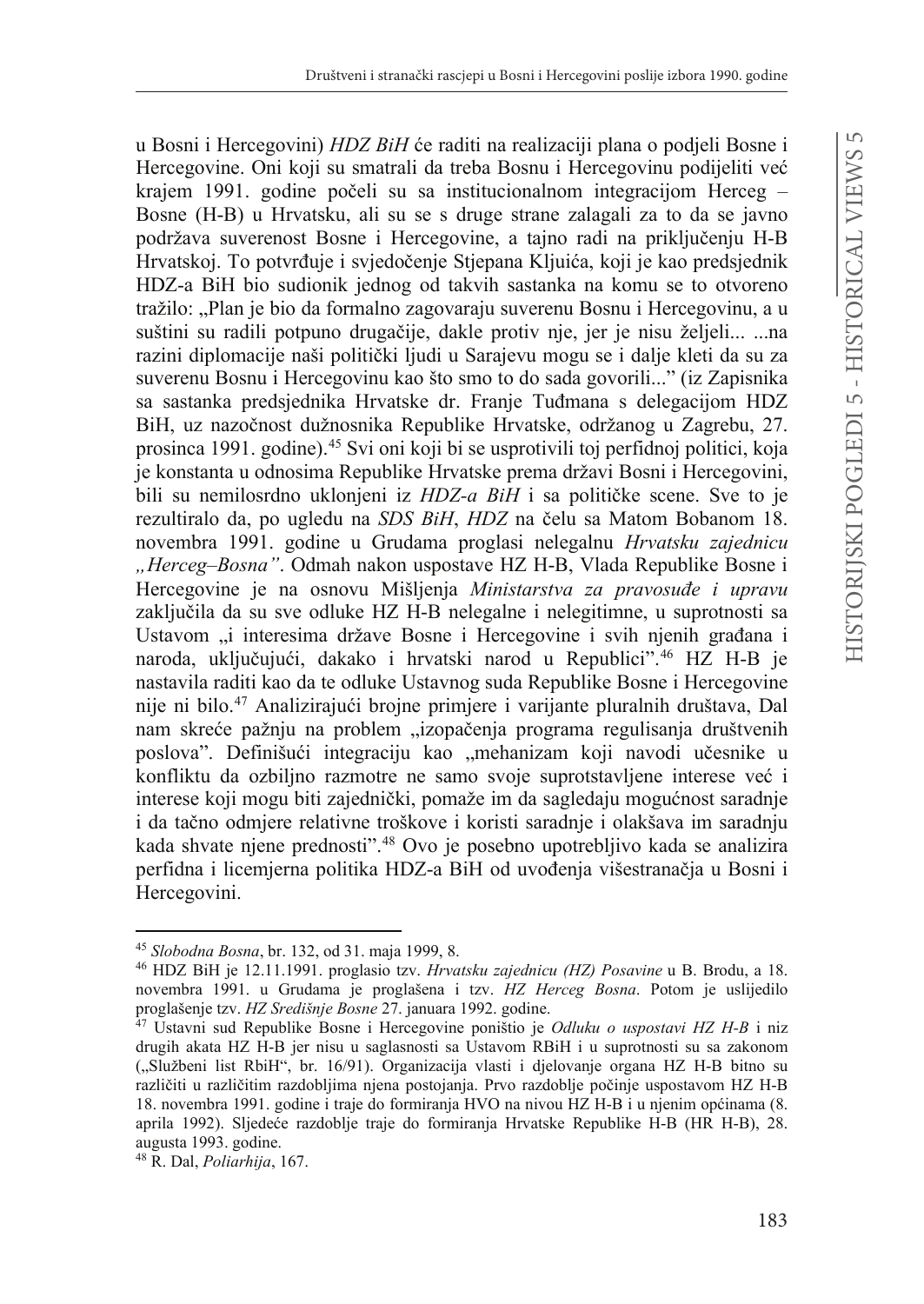u Bosni i Hercegovini) *HDZ BiH* će raditi na realizaciji plana o podjeli Bosne i Hercegovine. Oni koji su smatrali da treba Bosnu i Hercegovinu podijeliti već krajem 1991. godine počeli su sa institucionalnom integracijom Herceg – Bosne (H-B) u Hrvatsku, ali su se s druge strane zalagali za to da se javno podržava suverenost Bosne i Hercegovine, a tajno radi na priključenju H-B Hrvatskoj. To potvrđuje i svjedočenje Stjepana Kljuića, koji je kao predsjednik HDZ-a BiH bio sudionik jednog od takvih sastanka na komu se to otvoreno tražilo: „Plan je bio da formalno zagovaraju suverenu Bosnu i Hercegovinu, a u suštini su radili potpuno drugačije, dakle protiv nje, jer je nisu željeli... ...na razini diplomacije naši politički ljudi u Sarajevu mogu se i dalje kleti da su za suverenu Bosnu i Hercegovinu kao što smo to do sada govorili..." (iz Zapisnika sa sastanka predsjednika Hrvatske dr. Franje Tuđmana s delegacijom HDZ BiH, uz nazočnost dužnosnika Republike Hrvatske, održanog u Zagrebu, 27. prosinca 1991. godine).[45] Svi oni koji bi se usprotivili toj perfidnoj politici, koja je konstanta u odnosima Republike Hrvatske prema državi Bosni i Hercegovini, bili su nemilosrdno uklonjeni iz *HDZ-a BiH* i sa političke scene. Sve to je rezultiralo da, po ugledu na *SDS BiH*, *HDZ* na čelu sa Matom Bobanom 18. novembra 1991. godine u Grudama proglasi nelegalnu *Hrvatsku zajednicu „Herceg–Bosna"*. Odmah nakon uspostave HZ H-B, Vlada Republike Bosne i Hercegovine je na osnovu Mišljenja *Ministarstva za pravosuđe i upravu* zaključila da su sve odluke HZ H-B nelegalne i nelegitimne, u suprotnosti sa Ustavom „i interesima države Bosne i Hercegovine i svih njenih građana i naroda, uključujući, dakako i hrvatski narod u Republici".[46] HZ H-B je nastavila raditi kao da te odluke Ustavnog suda Republike Bosne i Hercegovine nije ni bilo.[47] Analizirajući brojne primjere i varijante pluralnih društava, Dal nam skreće pažnju na problem „izopačenja programa regulisanja društvenih poslova". Definišući integraciju kao „mehanizam koji navodi učesnike u konfliktu da ozbiljno razmotre ne samo svoje suprotstavljene interese već i interese koji mogu biti zajednički, pomaže im da sagledaju mogućnost saradnje i da tačno odmjere relativne troškove i koristi saradnje i olakšava im saradnju kada shvate njene prednosti".[48] Ovo je posebno upotrebljivo kada se analizira perfidna i licemjerna politika HDZ-a BiH od uvođenja višestranačja u Bosni i Hercegovini.

---

[45] *Slobodna Bosna*, br. 132, od 31. maja 1999, 8.

[46] HDZ BiH je 12.11.1991. proglasio tzv. *Hrvatsku zajednicu (HZ) Posavine* u B. Brodu, a 18. novembra 1991. u Grudama je proglašena i tzv. *HZ Herceg Bosna*. Potom je uslijedilo proglašenje tzv. *HZ Središnje Bosne* 27. januara 1992. godine.

[47] Ustavni sud Republike Bosne i Hercegovine poništio je *Odluku o uspostavi HZ H-B* i niz drugih akata HZ H-B jer nisu u saglasnosti sa Ustavom RBiH i u suprotnosti su sa zakonom („Službeni list RbiH", br. 16/91). Organizacija vlasti i djelovanje organa HZ H-B bitno su različiti u različitim razdobljima njena postojanja. Prvo razdoblje počinje uspostavom HZ H-B 18. novembra 1991. godine i traje do formiranja HVO na nivou HZ H-B i u njenim općinama (8. aprila 1992). Sljedeće razdoblje traje do formiranja Hrvatske Republike H-B (HR H-B), 28. augusta 1993. godine.

[48] R. Dal, *Poliarhija*, 167.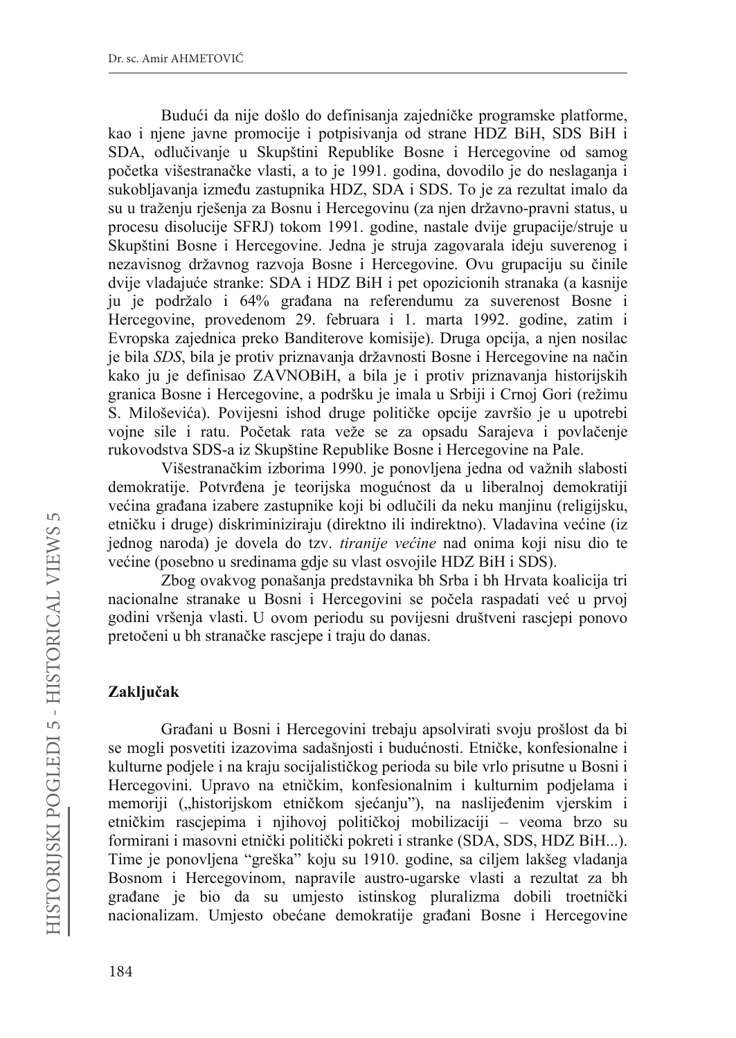Budući da nije došlo do definisanja zajedničke programske platforme, kao i njene javne promocije i potpisivanja od strane HDZ BiH, SDS BiH i SDA, odlučivanje u Skupštini Republike Bosne i Hercegovine od samog početka višestranačke vlasti, a to je 1991. godina, dovodilo je do neslaganja i sukobljavanja između zastupnika HDZ, SDA i SDS. To je za rezultat imalo da su u traženju rješenja za Bosnu i Hercegovinu (za njen državno-pravni status, u procesu disolucije SFRJ) tokom 1991. godine, nastale dvije grupacije/struje u Skupštini Bosne i Hercegovine. Jedna je struja zagovarala ideju suverenog i nezavisnog državnog razvoja Bosne i Hercegovine. Ovu grupaciju su činile dvije vladajuće stranke: SDA i HDZ BiH i pet opozicionih stranaka (a kasnije ju je podržalo i 64% građana na referendumu za suverenost Bosne i Hercegovine, provedenom 29. februara i 1. marta 1992. godine, zatim i Evropska zajednica preko Banditerove komisije). Druga opcija, a njen nosilac je bila *SDS*, bila je protiv priznavanja državnosti Bosne i Hercegovine na način kako ju je definisao ZAVNOBiH, a bila je i protiv priznavanja historijskih granica Bosne i Hercegovine, a podršku je imala u Srbiji i Crnoj Gori (režimu S. Miloševića). Povijesni ishod druge političke opcije završio je u upotrebi vojne sile i ratu. Početak rata veže se za opsadu Sarajeva i povlačenje rukovodstva SDS-a iz Skupštine Republike Bosne i Hercegovine na Pale.

Višestranačkim izborima 1990. je ponovljena jedna od važnih slabosti demokratije. Potvrđena je teorijska mogućnost da u liberalnoj demokratiji većina građana izabere zastupnike koji bi odlučili da neku manjinu (religijsku, etničku i druge) diskriminiziraju (direktno ili indirektno). Vladavina većine (iz jednog naroda) je dovela do tzv. *tiranije većine* nad onima koji nisu dio te većine (posebno u sredinama gdje su vlast osvojile HDZ BiH i SDS).

Zbog ovakvog ponašanja predstavnika bh Srba i bh Hrvata koalicija tri nacionalne stranake u Bosni i Hercegovini se počela raspadati već u prvoj godini vršenja vlasti. U ovom periodu su povijesni društveni rascjepi ponovo pretočeni u bh stranačke rascjepe i traju do danas.

## Zaključak

Građani u Bosni i Hercegovini trebaju apsolvirati svoju prošlost da bi se mogli posvetiti izazovima sadašnjosti i budućnosti. Etničke, konfesionalne i kulturne podjele i na kraju socijalističkog perioda su bile vrlo prisutne u Bosni i Hercegovini. Upravo na etničkim, konfesionalnim i kulturnim podjelama i memoriji („historijskom etničkom sjećanju"), na naslijeđenim vjerskim i etničkim rascjepima i njihovoj političkoj mobilizaciji – veoma brzo su formirani i masovni etnički politički pokreti i stranke (SDA, SDS, HDZ BiH...). Time je ponovljena "greška" koju su 1910. godine, sa ciljem lakšeg vladanja Bosnom i Hercegovinom, napravile austro-ugarske vlasti a rezultat za bh građane je bio da su umjesto istinskog pluralizma dobili troetnički nacionalizam. Umjesto obećane demokratije građani Bosne i Hercegovine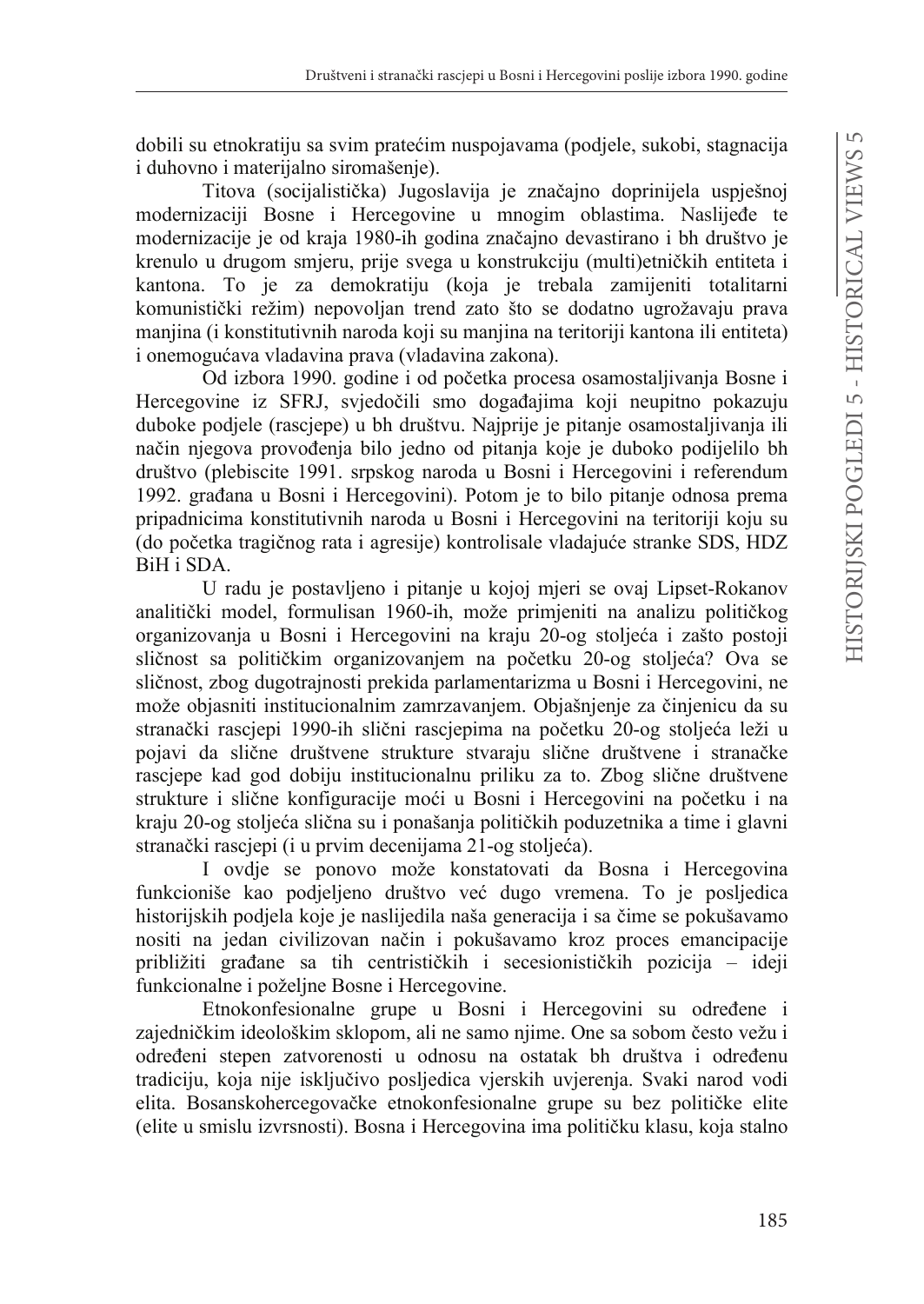dobili su etnokratiju sa svim pratećim nuspojavama (podjele, sukobi, stagnacija i duhovno i materijalno siromašenje).

Titova (socijalistička) Jugoslavija je značajno doprinijela uspješnoj modernizaciji Bosne i Hercegovine u mnogim oblastima. Naslijeđe te modernizacije je od kraja 1980-ih godina značajno devastirano i bh društvo je krenulo u drugom smjeru, prije svega u konstrukciju (multi)etničkih entiteta i kantona. To je za demokratiju (koja je trebala zamijeniti totalitarni komunistički režim) nepovoljan trend zato što se dodatno ugrožavaju prava manjina (i konstitutivnih naroda koji su manjina na teritoriji kantona ili entiteta) i onemogućava vladavina prava (vladavina zakona).

Od izbora 1990. godine i od početka procesa osamostaljivanja Bosne i Hercegovine iz SFRJ, svjedočili smo događajima koji neupitno pokazuju duboke podjele (rascjepe) u bh društvu. Najprije je pitanje osamostaljivanja ili način njegova provođenja bilo jedno od pitanja koje je duboko podijelilo bh društvo (plebiscite 1991. srpskog naroda u Bosni i Hercegovini i referendum 1992. građana u Bosni i Hercegovini). Potom je to bilo pitanje odnosa prema pripadnicima konstitutivnih naroda u Bosni i Hercegovini na teritoriji koju su (do početka tragičnog rata i agresije) kontrolisale vladajuće stranke SDS, HDZ BiH i SDA.

U radu je postavljeno i pitanje u kojoj mjeri se ovaj Lipset-Rokanov analitički model, formulisan 1960-ih, može primjeniti na analizu političkog organizovanja u Bosni i Hercegovini na kraju 20-og stoljeća i zašto postoji sličnost sa političkim organizovanjem na početku 20-og stoljeća? Ova se sličnost, zbog dugotrajnosti prekida parlamentarizma u Bosni i Hercegovini, ne može objasniti institucionalnim zamrzavanjem. Objašnjenje za činjenicu da su stranački rascjepi 1990-ih slični rascjepima na početku 20-og stoljeća leži u pojavi da slične društvene strukture stvaraju slične društvene i stranačke rascjepe kad god dobiju institucionalnu priliku za to. Zbog slične društvene strukture i slične konfiguracije moći u Bosni i Hercegovini na početku i na kraju 20-og stoljeća slična su i ponašanja političkih poduzetnika a time i glavni stranački rascjepi (i u prvim decenijama 21-og stoljeća).

I ovdje se ponovo može konstatovati da Bosna i Hercegovina funkcioniše kao podjeljeno društvo već dugo vremena. To je posljedica historijskih podjela koje je naslijedila naša generacija i sa čime se pokušavamo nositi na jedan civilizovan način i pokušavamo kroz proces emancipacije približiti građane sa tih centrističkih i secesionističkih pozicija – ideji funkcionalne i poželjne Bosne i Hercegovine.

Etnokonfesionalne grupe u Bosni i Hercegovini su određene i zajedničkim ideološkim sklopom, ali ne samo njime. One sa sobom često vežu i određeni stepen zatvorenosti u odnosu na ostatak bh društva i određenu tradiciju, koja nije isključivo posljedica vjerskih uvjerenja. Svaki narod vodi elita. Bosanskohercegovačke etnokonfesionalne grupe su bez političke elite (elite u smislu izvrsnosti). Bosna i Hercegovina ima političku klasu, koja stalno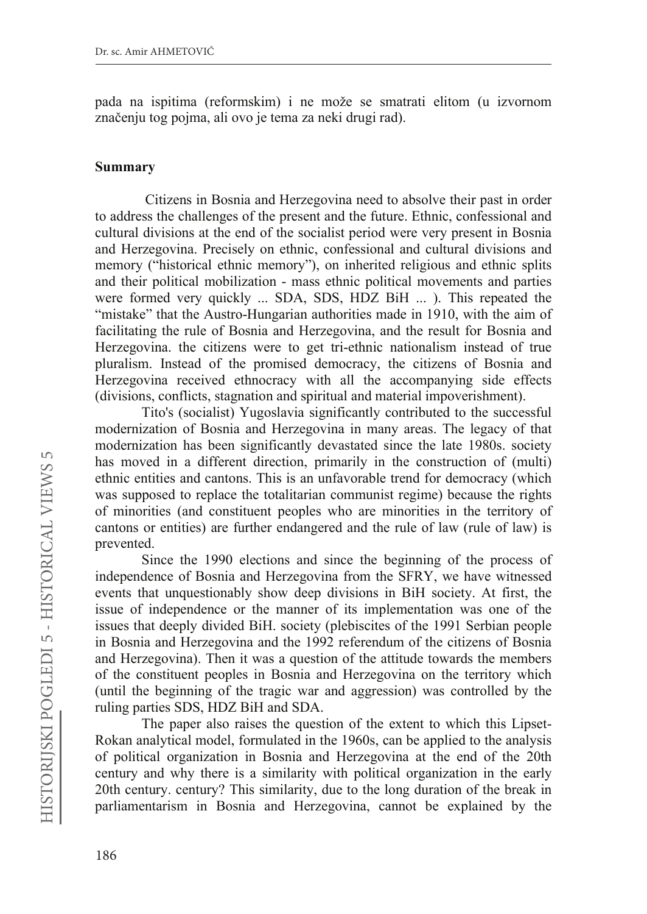pada na ispitima (reformskim) i ne može se smatrati elitom (u izvornom značenju tog pojma, ali ovo je tema za neki drugi rad).

**Summary**

Citizens in Bosnia and Herzegovina need to absolve their past in order to address the challenges of the present and the future. Ethnic, confessional and cultural divisions at the end of the socialist period were very present in Bosnia and Herzegovina. Precisely on ethnic, confessional and cultural divisions and memory ("historical ethnic memory"), on inherited religious and ethnic splits and their political mobilization - mass ethnic political movements and parties were formed very quickly ... SDA, SDS, HDZ BiH ... ). This repeated the "mistake" that the Austro-Hungarian authorities made in 1910, with the aim of facilitating the rule of Bosnia and Herzegovina, and the result for Bosnia and Herzegovina. the citizens were to get tri-ethnic nationalism instead of true pluralism. Instead of the promised democracy, the citizens of Bosnia and Herzegovina received ethnocracy with all the accompanying side effects (divisions, conflicts, stagnation and spiritual and material impoverishment).

Tito's (socialist) Yugoslavia significantly contributed to the successful modernization of Bosnia and Herzegovina in many areas. The legacy of that modernization has been significantly devastated since the late 1980s. society has moved in a different direction, primarily in the construction of (multi) ethnic entities and cantons. This is an unfavorable trend for democracy (which was supposed to replace the totalitarian communist regime) because the rights of minorities (and constituent peoples who are minorities in the territory of cantons or entities) are further endangered and the rule of law (rule of law) is prevented.

Since the 1990 elections and since the beginning of the process of independence of Bosnia and Herzegovina from the SFRY, we have witnessed events that unquestionably show deep divisions in BiH society. At first, the issue of independence or the manner of its implementation was one of the issues that deeply divided BiH. society (plebiscites of the 1991 Serbian people in Bosnia and Herzegovina and the 1992 referendum of the citizens of Bosnia and Herzegovina). Then it was a question of the attitude towards the members of the constituent peoples in Bosnia and Herzegovina on the territory which (until the beginning of the tragic war and aggression) was controlled by the ruling parties SDS, HDZ BiH and SDA.

The paper also raises the question of the extent to which this Lipset-Rokan analytical model, formulated in the 1960s, can be applied to the analysis of political organization in Bosnia and Herzegovina at the end of the 20th century and why there is a similarity with political organization in the early 20th century. century? This similarity, due to the long duration of the break in parliamentarism in Bosnia and Herzegovina, cannot be explained by the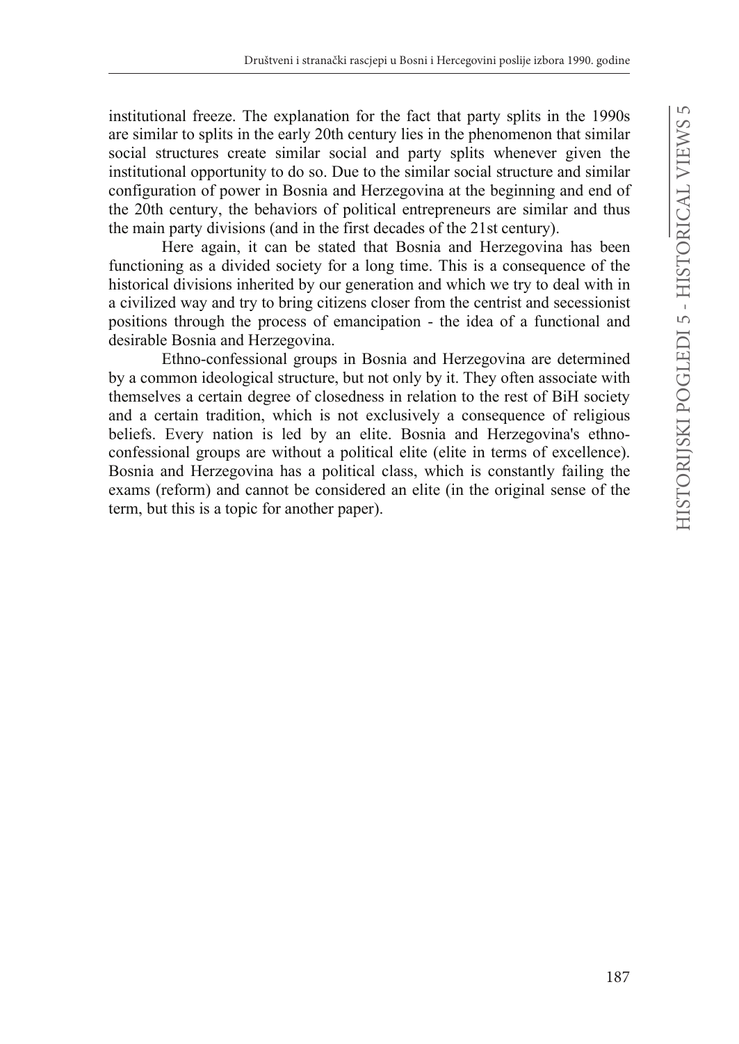institutional freeze. The explanation for the fact that party splits in the 1990s are similar to splits in the early 20th century lies in the phenomenon that similar social structures create similar social and party splits whenever given the institutional opportunity to do so. Due to the similar social structure and similar configuration of power in Bosnia and Herzegovina at the beginning and end of the 20th century, the behaviors of political entrepreneurs are similar and thus the main party divisions (and in the first decades of the 21st century).

Here again, it can be stated that Bosnia and Herzegovina has been functioning as a divided society for a long time. This is a consequence of the historical divisions inherited by our generation and which we try to deal with in a civilized way and try to bring citizens closer from the centrist and secessionist positions through the process of emancipation - the idea of a functional and desirable Bosnia and Herzegovina.

Ethno-confessional groups in Bosnia and Herzegovina are determined by a common ideological structure, but not only by it. They often associate with themselves a certain degree of closedness in relation to the rest of BiH society and a certain tradition, which is not exclusively a consequence of religious beliefs. Every nation is led by an elite. Bosnia and Herzegovina's ethno-confessional groups are without a political elite (elite in terms of excellence). Bosnia and Herzegovina has a political class, which is constantly failing the exams (reform) and cannot be considered an elite (in the original sense of the term, but this is a topic for another paper).